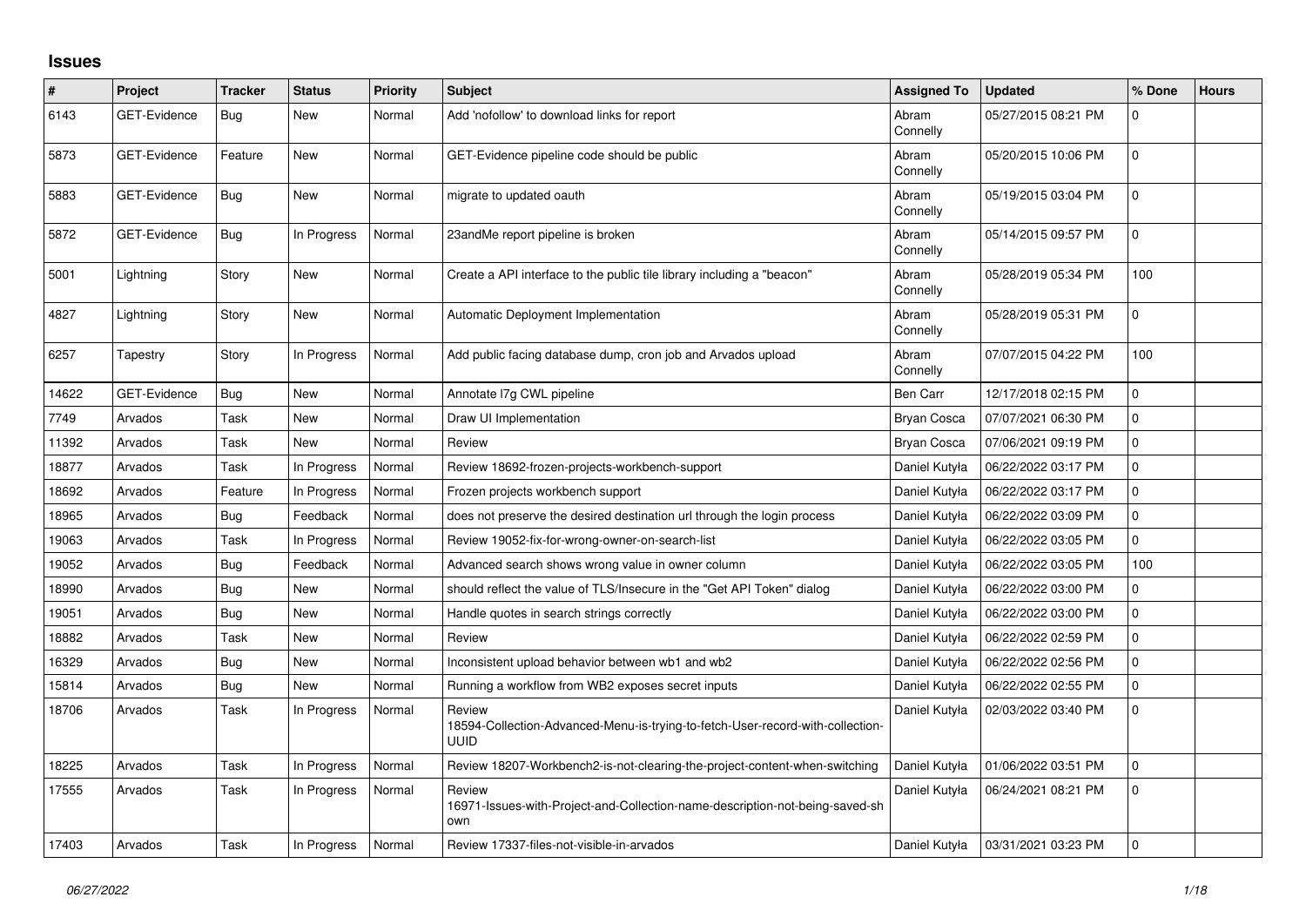# Issues

| # | Project | Tracker | Status | Priority | Subject | Assigned To | Updated | % Done | Hours |
|---|---|---|---|---|---|---|---|---|---|
| 6143 | GET-Evidence | Bug | New | Normal | Add 'nofollow' to download links for report | Abram Connelly | 05/27/2015 08:21 PM | 0 | |
| 5873 | GET-Evidence | Feature | New | Normal | GET-Evidence pipeline code should be public | Abram Connelly | 05/20/2015 10:06 PM | 0 | |
| 5883 | GET-Evidence | Bug | New | Normal | migrate to updated oauth | Abram Connelly | 05/19/2015 03:04 PM | 0 | |
| 5872 | GET-Evidence | Bug | In Progress | Normal | 23andMe report pipeline is broken | Abram Connelly | 05/14/2015 09:57 PM | 0 | |
| 5001 | Lightning | Story | New | Normal | Create a API interface to the public tile library including a "beacon" | Abram Connelly | 05/28/2019 05:34 PM | 100 | |
| 4827 | Lightning | Story | New | Normal | Automatic Deployment Implementation | Abram Connelly | 05/28/2019 05:31 PM | 0 | |
| 6257 | Tapestry | Story | In Progress | Normal | Add public facing database dump, cron job and Arvados upload | Abram Connelly | 07/07/2015 04:22 PM | 100 | |
| 14622 | GET-Evidence | Bug | New | Normal | Annotate l7g CWL pipeline | Ben Carr | 12/17/2018 02:15 PM | 0 | |
| 7749 | Arvados | Task | New | Normal | Draw UI Implementation | Bryan Cosca | 07/07/2021 06:30 PM | 0 | |
| 11392 | Arvados | Task | New | Normal | Review | Bryan Cosca | 07/06/2021 09:19 PM | 0 | |
| 18877 | Arvados | Task | In Progress | Normal | Review 18692-frozen-projects-workbench-support | Daniel Kutyła | 06/22/2022 03:17 PM | 0 | |
| 18692 | Arvados | Feature | In Progress | Normal | Frozen projects workbench support | Daniel Kutyła | 06/22/2022 03:17 PM | 0 | |
| 18965 | Arvados | Bug | Feedback | Normal | does not preserve the desired destination url through the login process | Daniel Kutyła | 06/22/2022 03:09 PM | 0 | |
| 19063 | Arvados | Task | In Progress | Normal | Review 19052-fix-for-wrong-owner-on-search-list | Daniel Kutyła | 06/22/2022 03:05 PM | 0 | |
| 19052 | Arvados | Bug | Feedback | Normal | Advanced search shows wrong value in owner column | Daniel Kutyła | 06/22/2022 03:05 PM | 100 | |
| 18990 | Arvados | Bug | New | Normal | should reflect the value of TLS/Insecure in the "Get API Token" dialog | Daniel Kutyła | 06/22/2022 03:00 PM | 0 | |
| 19051 | Arvados | Bug | New | Normal | Handle quotes in search strings correctly | Daniel Kutyła | 06/22/2022 03:00 PM | 0 | |
| 18882 | Arvados | Task | New | Normal | Review | Daniel Kutyła | 06/22/2022 02:59 PM | 0 | |
| 16329 | Arvados | Bug | New | Normal | Inconsistent upload behavior between wb1 and wb2 | Daniel Kutyła | 06/22/2022 02:56 PM | 0 | |
| 15814 | Arvados | Bug | New | Normal | Running a workflow from WB2 exposes secret inputs | Daniel Kutyła | 06/22/2022 02:55 PM | 0 | |
| 18706 | Arvados | Task | In Progress | Normal | Review 18594-Collection-Advanced-Menu-is-trying-to-fetch-User-record-with-collection-UUID | Daniel Kutyła | 02/03/2022 03:40 PM | 0 | |
| 18225 | Arvados | Task | In Progress | Normal | Review 18207-Workbench2-is-not-clearing-the-project-content-when-switching | Daniel Kutyła | 01/06/2022 03:51 PM | 0 | |
| 17555 | Arvados | Task | In Progress | Normal | Review 16971-Issues-with-Project-and-Collection-name-description-not-being-saved-shown | Daniel Kutyła | 06/24/2021 08:21 PM | 0 | |
| 17403 | Arvados | Task | In Progress | Normal | Review 17337-files-not-visible-in-arvados | Daniel Kutyła | 03/31/2021 03:23 PM | 0 | |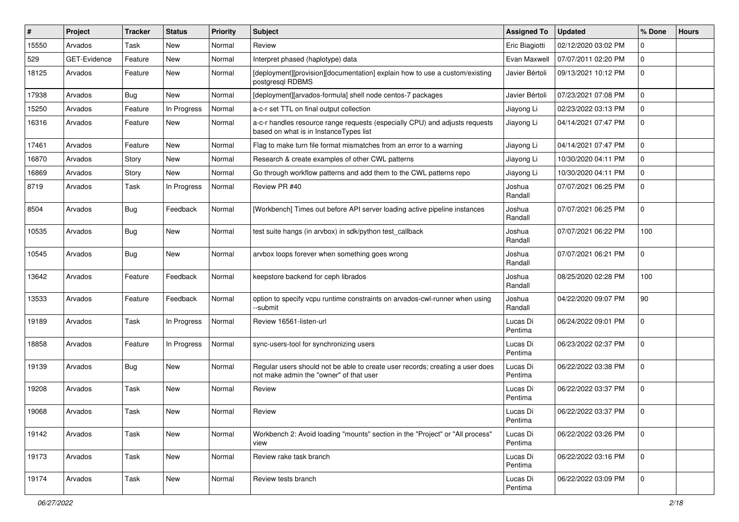| # | Project | Tracker | Status | Priority | Subject | Assigned To | Updated | % Done | Hours |
|---|---|---|---|---|---|---|---|---|---|
| 15550 | Arvados | Task | New | Normal | Review | Eric Biagiotti | 02/12/2020 03:02 PM | 0 | |
| 529 | GET-Evidence | Feature | New | Normal | Interpret phased (haplotype) data | Evan Maxwell | 07/07/2011 02:20 PM | 0 | |
| 18125 | Arvados | Feature | New | Normal | [deployment][provision][documentation] explain how to use a custom/existing postgresql RDBMS | Javier Bértoli | 09/13/2021 10:12 PM | 0 | |
| 17938 | Arvados | Bug | New | Normal | [deployment][arvados-formula] shell node centos-7 packages | Javier Bértoli | 07/23/2021 07:08 PM | 0 | |
| 15250 | Arvados | Feature | In Progress | Normal | a-c-r set TTL on final output collection | Jiayong Li | 02/23/2022 03:13 PM | 0 | |
| 16316 | Arvados | Feature | New | Normal | a-c-r handles resource range requests (especially CPU) and adjusts requests based on what is in InstanceTypes list | Jiayong Li | 04/14/2021 07:47 PM | 0 | |
| 17461 | Arvados | Feature | New | Normal | Flag to make turn file format mismatches from an error to a warning | Jiayong Li | 04/14/2021 07:47 PM | 0 | |
| 16870 | Arvados | Story | New | Normal | Research & create examples of other CWL patterns | Jiayong Li | 10/30/2020 04:11 PM | 0 | |
| 16869 | Arvados | Story | New | Normal | Go through workflow patterns and add them to the CWL patterns repo | Jiayong Li | 10/30/2020 04:11 PM | 0 | |
| 8719 | Arvados | Task | In Progress | Normal | Review PR #40 | Joshua Randall | 07/07/2021 06:25 PM | 0 | |
| 8504 | Arvados | Bug | Feedback | Normal | [Workbench] Times out before API server loading active pipeline instances | Joshua Randall | 07/07/2021 06:25 PM | 0 | |
| 10535 | Arvados | Bug | New | Normal | test suite hangs (in arvbox) in sdk/python test_callback | Joshua Randall | 07/07/2021 06:22 PM | 100 | |
| 10545 | Arvados | Bug | New | Normal | arvbox loops forever when something goes wrong | Joshua Randall | 07/07/2021 06:21 PM | 0 | |
| 13642 | Arvados | Feature | Feedback | Normal | keepstore backend for ceph librados | Joshua Randall | 08/25/2020 02:28 PM | 100 | |
| 13533 | Arvados | Feature | Feedback | Normal | option to specify vcpu runtime constraints on arvados-cwl-runner when using --submit | Joshua Randall | 04/22/2020 09:07 PM | 90 | |
| 19189 | Arvados | Task | In Progress | Normal | Review 16561-listen-url | Lucas Di Pentima | 06/24/2022 09:01 PM | 0 | |
| 18858 | Arvados | Feature | In Progress | Normal | sync-users-tool for synchronizing users | Lucas Di Pentima | 06/23/2022 02:37 PM | 0 | |
| 19139 | Arvados | Bug | New | Normal | Regular users should not be able to create user records; creating a user does not make admin the "owner" of that user | Lucas Di Pentima | 06/22/2022 03:38 PM | 0 | |
| 19208 | Arvados | Task | New | Normal | Review | Lucas Di Pentima | 06/22/2022 03:37 PM | 0 | |
| 19068 | Arvados | Task | New | Normal | Review | Lucas Di Pentima | 06/22/2022 03:37 PM | 0 | |
| 19142 | Arvados | Task | New | Normal | Workbench 2: Avoid loading "mounts" section in the "Project" or "All process" view | Lucas Di Pentima | 06/22/2022 03:26 PM | 0 | |
| 19173 | Arvados | Task | New | Normal | Review rake task branch | Lucas Di Pentima | 06/22/2022 03:16 PM | 0 | |
| 19174 | Arvados | Task | New | Normal | Review tests branch | Lucas Di Pentima | 06/22/2022 03:09 PM | 0 | |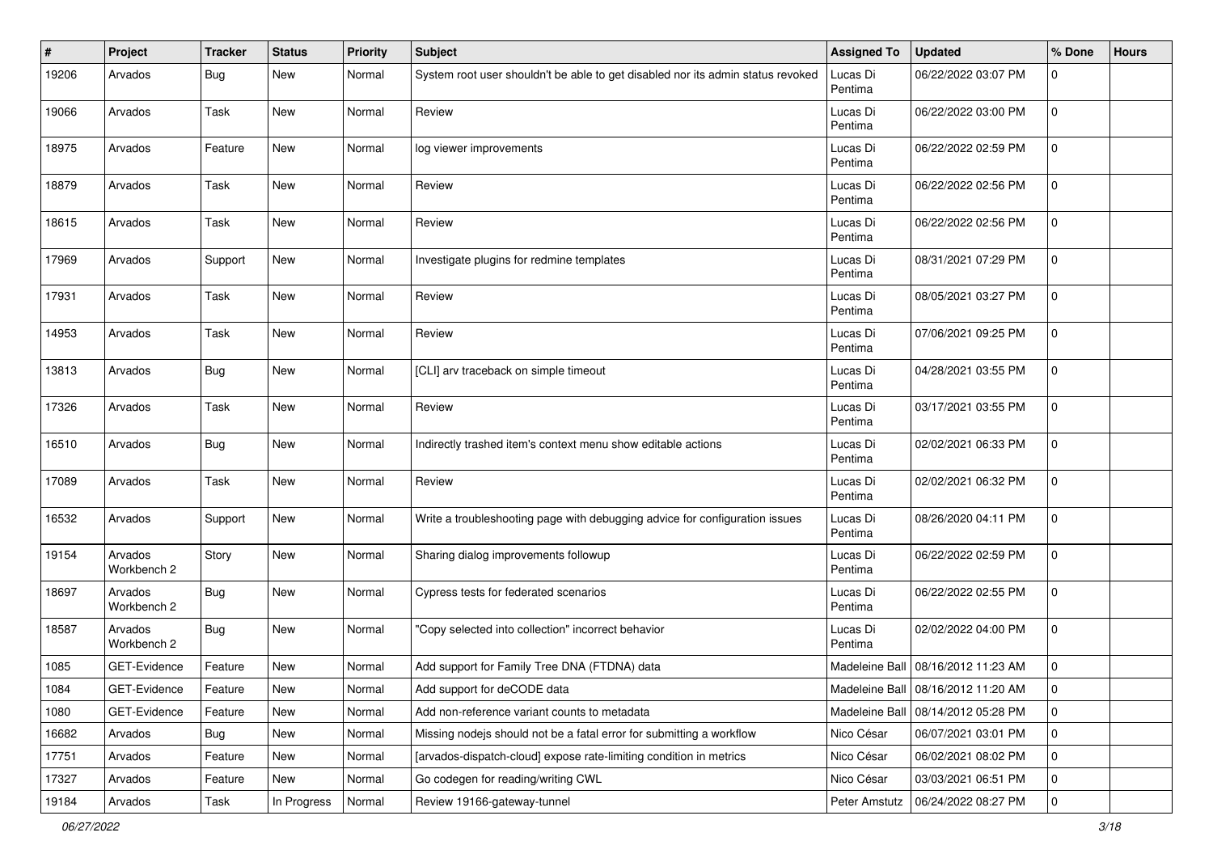| # | Project | Tracker | Status | Priority | Subject | Assigned To | Updated | % Done | Hours |
|---|---|---|---|---|---|---|---|---|---|
| 19206 | Arvados | Bug | New | Normal | System root user shouldn't be able to get disabled nor its admin status revoked | Lucas Di Pentima | 06/22/2022 03:07 PM | 0 | |
| 19066 | Arvados | Task | New | Normal | Review | Lucas Di Pentima | 06/22/2022 03:00 PM | 0 | |
| 18975 | Arvados | Feature | New | Normal | log viewer improvements | Lucas Di Pentima | 06/22/2022 02:59 PM | 0 | |
| 18879 | Arvados | Task | New | Normal | Review | Lucas Di Pentima | 06/22/2022 02:56 PM | 0 | |
| 18615 | Arvados | Task | New | Normal | Review | Lucas Di Pentima | 06/22/2022 02:56 PM | 0 | |
| 17969 | Arvados | Support | New | Normal | Investigate plugins for redmine templates | Lucas Di Pentima | 08/31/2021 07:29 PM | 0 | |
| 17931 | Arvados | Task | New | Normal | Review | Lucas Di Pentima | 08/05/2021 03:27 PM | 0 | |
| 14953 | Arvados | Task | New | Normal | Review | Lucas Di Pentima | 07/06/2021 09:25 PM | 0 | |
| 13813 | Arvados | Bug | New | Normal | [CLI] arv traceback on simple timeout | Lucas Di Pentima | 04/28/2021 03:55 PM | 0 | |
| 17326 | Arvados | Task | New | Normal | Review | Lucas Di Pentima | 03/17/2021 03:55 PM | 0 | |
| 16510 | Arvados | Bug | New | Normal | Indirectly trashed item's context menu show editable actions | Lucas Di Pentima | 02/02/2021 06:33 PM | 0 | |
| 17089 | Arvados | Task | New | Normal | Review | Lucas Di Pentima | 02/02/2021 06:32 PM | 0 | |
| 16532 | Arvados | Support | New | Normal | Write a troubleshooting page with debugging advice for configuration issues | Lucas Di Pentima | 08/26/2020 04:11 PM | 0 | |
| 19154 | Arvados Workbench 2 | Story | New | Normal | Sharing dialog improvements followup | Lucas Di Pentima | 06/22/2022 02:59 PM | 0 | |
| 18697 | Arvados Workbench 2 | Bug | New | Normal | Cypress tests for federated scenarios | Lucas Di Pentima | 06/22/2022 02:55 PM | 0 | |
| 18587 | Arvados Workbench 2 | Bug | New | Normal | "Copy selected into collection" incorrect behavior | Lucas Di Pentima | 02/02/2022 04:00 PM | 0 | |
| 1085 | GET-Evidence | Feature | New | Normal | Add support for Family Tree DNA (FTDNA) data | Madeleine Ball | 08/16/2012 11:23 AM | 0 | |
| 1084 | GET-Evidence | Feature | New | Normal | Add support for deCODE data | Madeleine Ball | 08/16/2012 11:20 AM | 0 | |
| 1080 | GET-Evidence | Feature | New | Normal | Add non-reference variant counts to metadata | Madeleine Ball | 08/14/2012 05:28 PM | 0 | |
| 16682 | Arvados | Bug | New | Normal | Missing nodejs should not be a fatal error for submitting a workflow | Nico César | 06/07/2021 03:01 PM | 0 | |
| 17751 | Arvados | Feature | New | Normal | [arvados-dispatch-cloud] expose rate-limiting condition in metrics | Nico César | 06/02/2021 08:02 PM | 0 | |
| 17327 | Arvados | Feature | New | Normal | Go codegen for reading/writing CWL | Nico César | 03/03/2021 06:51 PM | 0 | |
| 19184 | Arvados | Task | In Progress | Normal | Review 19166-gateway-tunnel | Peter Amstutz | 06/24/2022 08:27 PM | 0 | |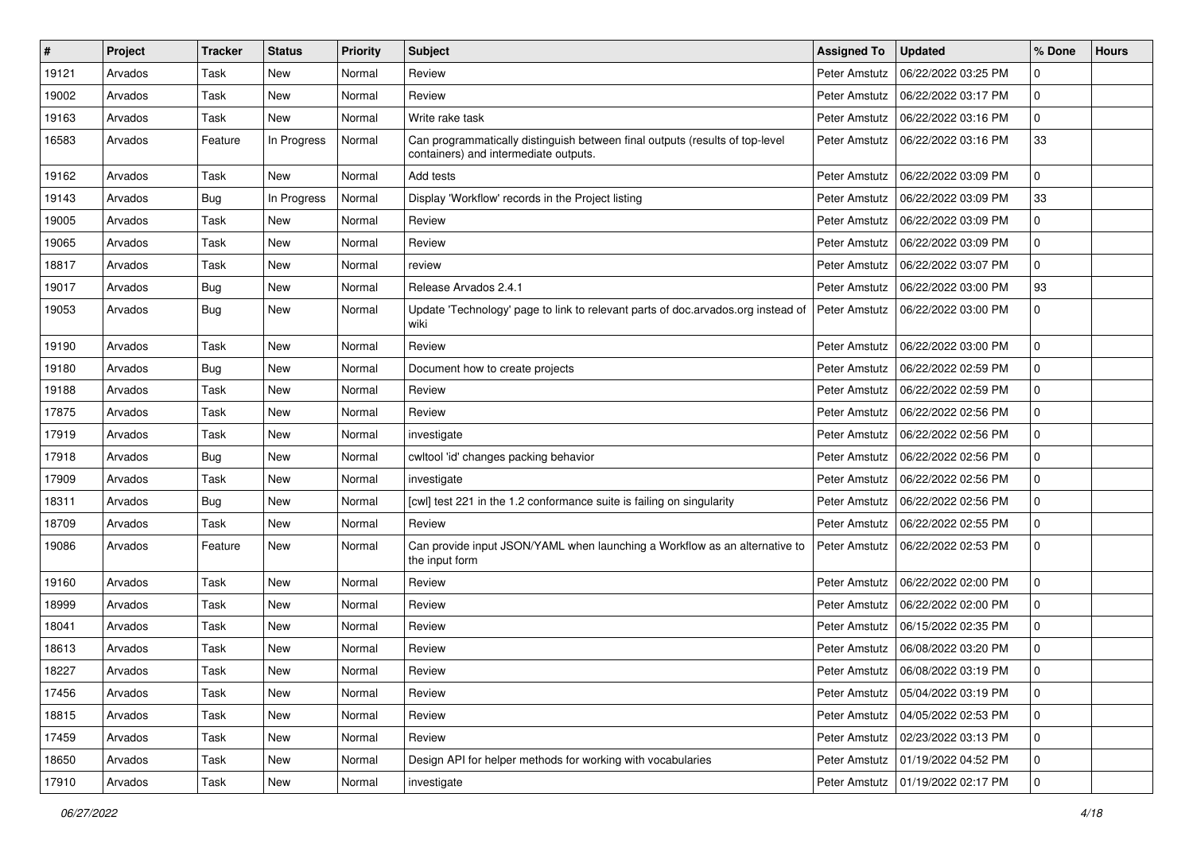| # | Project | Tracker | Status | Priority | Subject | Assigned To | Updated | % Done | Hours |
|---|---|---|---|---|---|---|---|---|---|
| 19121 | Arvados | Task | New | Normal | Review | Peter Amstutz | 06/22/2022 03:25 PM | 0 | |
| 19002 | Arvados | Task | New | Normal | Review | Peter Amstutz | 06/22/2022 03:17 PM | 0 | |
| 19163 | Arvados | Task | New | Normal | Write rake task | Peter Amstutz | 06/22/2022 03:16 PM | 0 | |
| 16583 | Arvados | Feature | In Progress | Normal | Can programmatically distinguish between final outputs (results of top-level containers) and intermediate outputs. | Peter Amstutz | 06/22/2022 03:16 PM | 33 | |
| 19162 | Arvados | Task | New | Normal | Add tests | Peter Amstutz | 06/22/2022 03:09 PM | 0 | |
| 19143 | Arvados | Bug | In Progress | Normal | Display 'Workflow' records in the Project listing | Peter Amstutz | 06/22/2022 03:09 PM | 33 | |
| 19005 | Arvados | Task | New | Normal | Review | Peter Amstutz | 06/22/2022 03:09 PM | 0 | |
| 19065 | Arvados | Task | New | Normal | Review | Peter Amstutz | 06/22/2022 03:09 PM | 0 | |
| 18817 | Arvados | Task | New | Normal | review | Peter Amstutz | 06/22/2022 03:07 PM | 0 | |
| 19017 | Arvados | Bug | New | Normal | Release Arvados 2.4.1 | Peter Amstutz | 06/22/2022 03:00 PM | 93 | |
| 19053 | Arvados | Bug | New | Normal | Update 'Technology' page to link to relevant parts of doc.arvados.org instead of wiki | Peter Amstutz | 06/22/2022 03:00 PM | 0 | |
| 19190 | Arvados | Task | New | Normal | Review | Peter Amstutz | 06/22/2022 03:00 PM | 0 | |
| 19180 | Arvados | Bug | New | Normal | Document how to create projects | Peter Amstutz | 06/22/2022 02:59 PM | 0 | |
| 19188 | Arvados | Task | New | Normal | Review | Peter Amstutz | 06/22/2022 02:59 PM | 0 | |
| 17875 | Arvados | Task | New | Normal | Review | Peter Amstutz | 06/22/2022 02:56 PM | 0 | |
| 17919 | Arvados | Task | New | Normal | investigate | Peter Amstutz | 06/22/2022 02:56 PM | 0 | |
| 17918 | Arvados | Bug | New | Normal | cwltool 'id' changes packing behavior | Peter Amstutz | 06/22/2022 02:56 PM | 0 | |
| 17909 | Arvados | Task | New | Normal | investigate | Peter Amstutz | 06/22/2022 02:56 PM | 0 | |
| 18311 | Arvados | Bug | New | Normal | [cwl] test 221 in the 1.2 conformance suite is failing on singularity | Peter Amstutz | 06/22/2022 02:56 PM | 0 | |
| 18709 | Arvados | Task | New | Normal | Review | Peter Amstutz | 06/22/2022 02:55 PM | 0 | |
| 19086 | Arvados | Feature | New | Normal | Can provide input JSON/YAML when launching a Workflow as an alternative to the input form | Peter Amstutz | 06/22/2022 02:53 PM | 0 | |
| 19160 | Arvados | Task | New | Normal | Review | Peter Amstutz | 06/22/2022 02:00 PM | 0 | |
| 18999 | Arvados | Task | New | Normal | Review | Peter Amstutz | 06/22/2022 02:00 PM | 0 | |
| 18041 | Arvados | Task | New | Normal | Review | Peter Amstutz | 06/15/2022 02:35 PM | 0 | |
| 18613 | Arvados | Task | New | Normal | Review | Peter Amstutz | 06/08/2022 03:20 PM | 0 | |
| 18227 | Arvados | Task | New | Normal | Review | Peter Amstutz | 06/08/2022 03:19 PM | 0 | |
| 17456 | Arvados | Task | New | Normal | Review | Peter Amstutz | 05/04/2022 03:19 PM | 0 | |
| 18815 | Arvados | Task | New | Normal | Review | Peter Amstutz | 04/05/2022 02:53 PM | 0 | |
| 17459 | Arvados | Task | New | Normal | Review | Peter Amstutz | 02/23/2022 03:13 PM | 0 | |
| 18650 | Arvados | Task | New | Normal | Design API for helper methods for working with vocabularies | Peter Amstutz | 01/19/2022 04:52 PM | 0 | |
| 17910 | Arvados | Task | New | Normal | investigate | Peter Amstutz | 01/19/2022 02:17 PM | 0 | |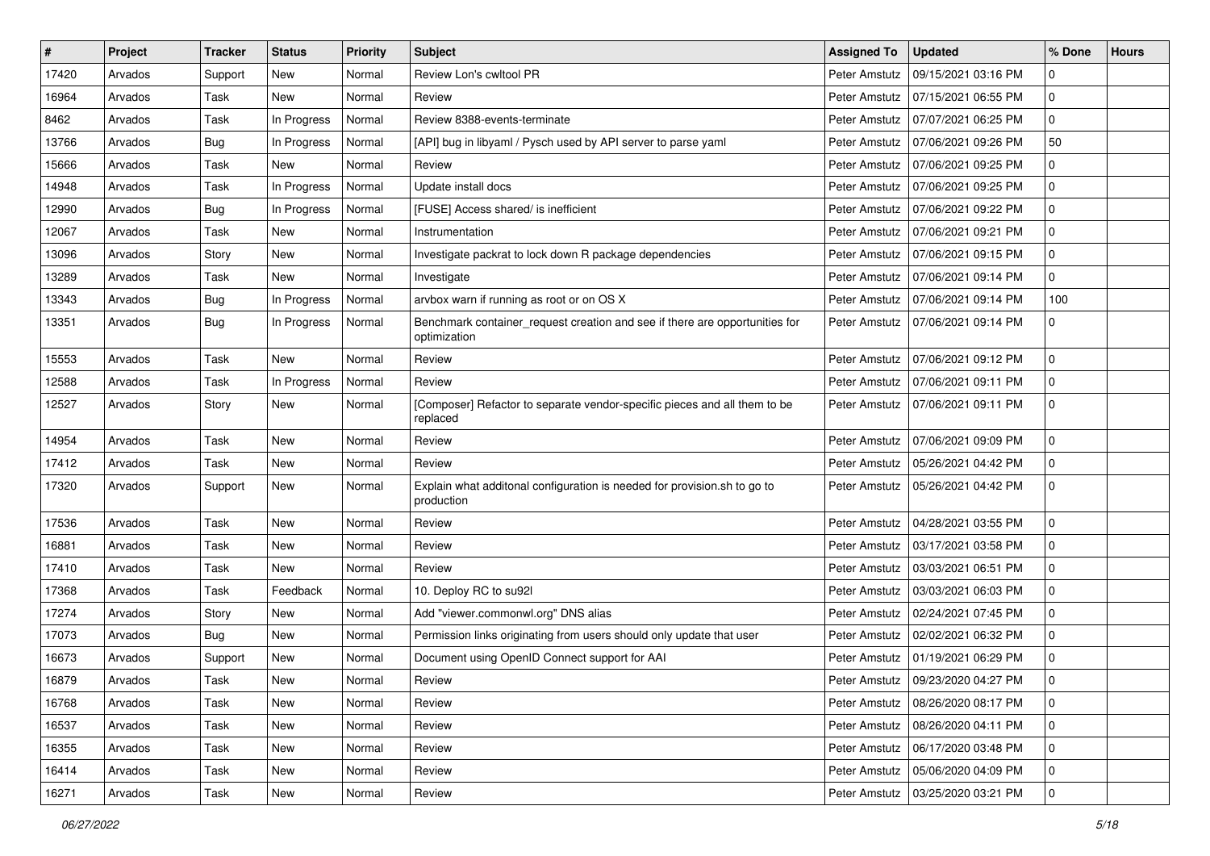| # | Project | Tracker | Status | Priority | Subject | Assigned To | Updated | % Done | Hours |
|---|---|---|---|---|---|---|---|---|---|
| 17420 | Arvados | Support | New | Normal | Review Lon's cwltool PR | Peter Amstutz | 09/15/2021 03:16 PM | 0 | |
| 16964 | Arvados | Task | New | Normal | Review | Peter Amstutz | 07/15/2021 06:55 PM | 0 | |
| 8462 | Arvados | Task | In Progress | Normal | Review 8388-events-terminate | Peter Amstutz | 07/07/2021 06:25 PM | 0 | |
| 13766 | Arvados | Bug | In Progress | Normal | [API] bug in libyaml / Pysch used by API server to parse yaml | Peter Amstutz | 07/06/2021 09:26 PM | 50 | |
| 15666 | Arvados | Task | New | Normal | Review | Peter Amstutz | 07/06/2021 09:25 PM | 0 | |
| 14948 | Arvados | Task | In Progress | Normal | Update install docs | Peter Amstutz | 07/06/2021 09:25 PM | 0 | |
| 12990 | Arvados | Bug | In Progress | Normal | [FUSE] Access shared/ is inefficient | Peter Amstutz | 07/06/2021 09:22 PM | 0 | |
| 12067 | Arvados | Task | New | Normal | Instrumentation | Peter Amstutz | 07/06/2021 09:21 PM | 0 | |
| 13096 | Arvados | Story | New | Normal | Investigate packrat to lock down R package dependencies | Peter Amstutz | 07/06/2021 09:15 PM | 0 | |
| 13289 | Arvados | Task | New | Normal | Investigate | Peter Amstutz | 07/06/2021 09:14 PM | 0 | |
| 13343 | Arvados | Bug | In Progress | Normal | arvbox warn if running as root or on OS X | Peter Amstutz | 07/06/2021 09:14 PM | 100 | |
| 13351 | Arvados | Bug | In Progress | Normal | Benchmark container_request creation and see if there are opportunities for optimization | Peter Amstutz | 07/06/2021 09:14 PM | 0 | |
| 15553 | Arvados | Task | New | Normal | Review | Peter Amstutz | 07/06/2021 09:12 PM | 0 | |
| 12588 | Arvados | Task | In Progress | Normal | Review | Peter Amstutz | 07/06/2021 09:11 PM | 0 | |
| 12527 | Arvados | Story | New | Normal | [Composer] Refactor to separate vendor-specific pieces and all them to be replaced | Peter Amstutz | 07/06/2021 09:11 PM | 0 | |
| 14954 | Arvados | Task | New | Normal | Review | Peter Amstutz | 07/06/2021 09:09 PM | 0 | |
| 17412 | Arvados | Task | New | Normal | Review | Peter Amstutz | 05/26/2021 04:42 PM | 0 | |
| 17320 | Arvados | Support | New | Normal | Explain what additonal configuration is needed for provision.sh to go to production | Peter Amstutz | 05/26/2021 04:42 PM | 0 | |
| 17536 | Arvados | Task | New | Normal | Review | Peter Amstutz | 04/28/2021 03:55 PM | 0 | |
| 16881 | Arvados | Task | New | Normal | Review | Peter Amstutz | 03/17/2021 03:58 PM | 0 | |
| 17410 | Arvados | Task | New | Normal | Review | Peter Amstutz | 03/03/2021 06:51 PM | 0 | |
| 17368 | Arvados | Task | Feedback | Normal | 10. Deploy RC to su92l | Peter Amstutz | 03/03/2021 06:03 PM | 0 | |
| 17274 | Arvados | Story | New | Normal | Add "viewer.commonwl.org" DNS alias | Peter Amstutz | 02/24/2021 07:45 PM | 0 | |
| 17073 | Arvados | Bug | New | Normal | Permission links originating from users should only update that user | Peter Amstutz | 02/02/2021 06:32 PM | 0 | |
| 16673 | Arvados | Support | New | Normal | Document using OpenID Connect support for AAI | Peter Amstutz | 01/19/2021 06:29 PM | 0 | |
| 16879 | Arvados | Task | New | Normal | Review | Peter Amstutz | 09/23/2020 04:27 PM | 0 | |
| 16768 | Arvados | Task | New | Normal | Review | Peter Amstutz | 08/26/2020 08:17 PM | 0 | |
| 16537 | Arvados | Task | New | Normal | Review | Peter Amstutz | 08/26/2020 04:11 PM | 0 | |
| 16355 | Arvados | Task | New | Normal | Review | Peter Amstutz | 06/17/2020 03:48 PM | 0 | |
| 16414 | Arvados | Task | New | Normal | Review | Peter Amstutz | 05/06/2020 04:09 PM | 0 | |
| 16271 | Arvados | Task | New | Normal | Review | Peter Amstutz | 03/25/2020 03:21 PM | 0 | |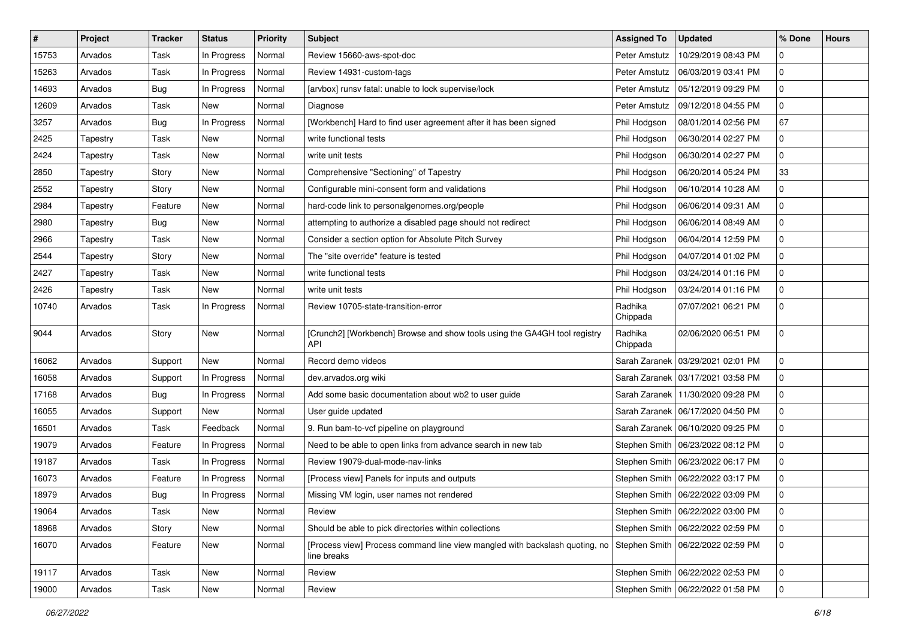| # | Project | Tracker | Status | Priority | Subject | Assigned To | Updated | % Done | Hours |
|---|---|---|---|---|---|---|---|---|---|
| 15753 | Arvados | Task | In Progress | Normal | Review 15660-aws-spot-doc | Peter Amstutz | 10/29/2019 08:43 PM | 0 | |
| 15263 | Arvados | Task | In Progress | Normal | Review 14931-custom-tags | Peter Amstutz | 06/03/2019 03:41 PM | 0 | |
| 14693 | Arvados | Bug | In Progress | Normal | [arvbox] runsv fatal: unable to lock supervise/lock | Peter Amstutz | 05/12/2019 09:29 PM | 0 | |
| 12609 | Arvados | Task | New | Normal | Diagnose | Peter Amstutz | 09/12/2018 04:55 PM | 0 | |
| 3257 | Arvados | Bug | In Progress | Normal | [Workbench] Hard to find user agreement after it has been signed | Phil Hodgson | 08/01/2014 02:56 PM | 67 | |
| 2425 | Tapestry | Task | New | Normal | write functional tests | Phil Hodgson | 06/30/2014 02:27 PM | 0 | |
| 2424 | Tapestry | Task | New | Normal | write unit tests | Phil Hodgson | 06/30/2014 02:27 PM | 0 | |
| 2850 | Tapestry | Story | New | Normal | Comprehensive "Sectioning" of Tapestry | Phil Hodgson | 06/20/2014 05:24 PM | 33 | |
| 2552 | Tapestry | Story | New | Normal | Configurable mini-consent form and validations | Phil Hodgson | 06/10/2014 10:28 AM | 0 | |
| 2984 | Tapestry | Feature | New | Normal | hard-code link to personalgenomes.org/people | Phil Hodgson | 06/06/2014 09:31 AM | 0 | |
| 2980 | Tapestry | Bug | New | Normal | attempting to authorize a disabled page should not redirect | Phil Hodgson | 06/06/2014 08:49 AM | 0 | |
| 2966 | Tapestry | Task | New | Normal | Consider a section option for Absolute Pitch Survey | Phil Hodgson | 06/04/2014 12:59 PM | 0 | |
| 2544 | Tapestry | Story | New | Normal | The "site override" feature is tested | Phil Hodgson | 04/07/2014 01:02 PM | 0 | |
| 2427 | Tapestry | Task | New | Normal | write functional tests | Phil Hodgson | 03/24/2014 01:16 PM | 0 | |
| 2426 | Tapestry | Task | New | Normal | write unit tests | Phil Hodgson | 03/24/2014 01:16 PM | 0 | |
| 10740 | Arvados | Task | In Progress | Normal | Review 10705-state-transition-error | Radhika Chippada | 07/07/2021 06:21 PM | 0 | |
| 9044 | Arvados | Story | New | Normal | [Crunch2] [Workbench] Browse and show tools using the GA4GH tool registry API | Radhika Chippada | 02/06/2020 06:51 PM | 0 | |
| 16062 | Arvados | Support | New | Normal | Record demo videos | Sarah Zaranek | 03/29/2021 02:01 PM | 0 | |
| 16058 | Arvados | Support | In Progress | Normal | dev.arvados.org wiki | Sarah Zaranek | 03/17/2021 03:58 PM | 0 | |
| 17168 | Arvados | Bug | In Progress | Normal | Add some basic documentation about wb2 to user guide | Sarah Zaranek | 11/30/2020 09:28 PM | 0 | |
| 16055 | Arvados | Support | New | Normal | User guide updated | Sarah Zaranek | 06/17/2020 04:50 PM | 0 | |
| 16501 | Arvados | Task | Feedback | Normal | 9. Run bam-to-vcf pipeline on playground | Sarah Zaranek | 06/10/2020 09:25 PM | 0 | |
| 19079 | Arvados | Feature | In Progress | Normal | Need to be able to open links from advance search in new tab | Stephen Smith | 06/23/2022 08:12 PM | 0 | |
| 19187 | Arvados | Task | In Progress | Normal | Review 19079-dual-mode-nav-links | Stephen Smith | 06/23/2022 06:17 PM | 0 | |
| 16073 | Arvados | Feature | In Progress | Normal | [Process view] Panels for inputs and outputs | Stephen Smith | 06/22/2022 03:17 PM | 0 | |
| 18979 | Arvados | Bug | In Progress | Normal | Missing VM login, user names not rendered | Stephen Smith | 06/22/2022 03:09 PM | 0 | |
| 19064 | Arvados | Task | New | Normal | Review | Stephen Smith | 06/22/2022 03:00 PM | 0 | |
| 18968 | Arvados | Story | New | Normal | Should be able to pick directories within collections | Stephen Smith | 06/22/2022 02:59 PM | 0 | |
| 16070 | Arvados | Feature | New | Normal | [Process view] Process command line view mangled with backslash quoting, no line breaks | Stephen Smith | 06/22/2022 02:59 PM | 0 | |
| 19117 | Arvados | Task | New | Normal | Review | Stephen Smith | 06/22/2022 02:53 PM | 0 | |
| 19000 | Arvados | Task | New | Normal | Review | Stephen Smith | 06/22/2022 01:58 PM | 0 | |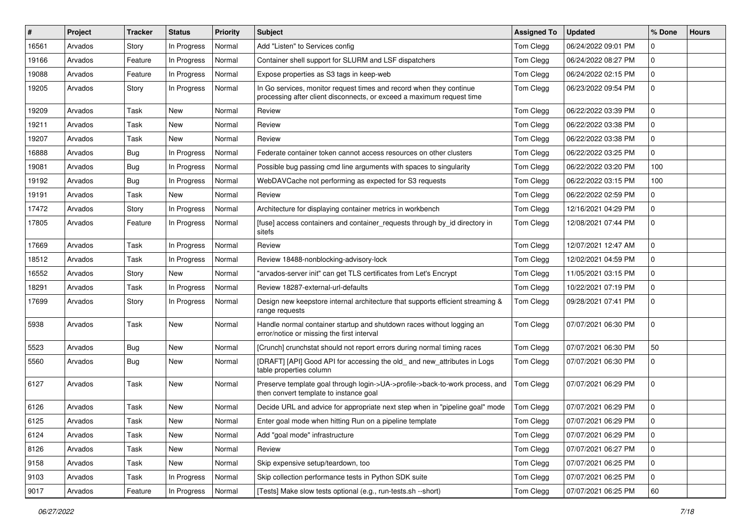| # | Project | Tracker | Status | Priority | Subject | Assigned To | Updated | % Done | Hours |
|---|---|---|---|---|---|---|---|---|---|
| 16561 | Arvados | Story | In Progress | Normal | Add "Listen" to Services config | Tom Clegg | 06/24/2022 09:01 PM | 0 | |
| 19166 | Arvados | Feature | In Progress | Normal | Container shell support for SLURM and LSF dispatchers | Tom Clegg | 06/24/2022 08:27 PM | 0 | |
| 19088 | Arvados | Feature | In Progress | Normal | Expose properties as S3 tags in keep-web | Tom Clegg | 06/24/2022 02:15 PM | 0 | |
| 19205 | Arvados | Story | In Progress | Normal | In Go services, monitor request times and record when they continue processing after client disconnects, or exceed a maximum request time | Tom Clegg | 06/23/2022 09:54 PM | 0 | |
| 19209 | Arvados | Task | New | Normal | Review | Tom Clegg | 06/22/2022 03:39 PM | 0 | |
| 19211 | Arvados | Task | New | Normal | Review | Tom Clegg | 06/22/2022 03:38 PM | 0 | |
| 19207 | Arvados | Task | New | Normal | Review | Tom Clegg | 06/22/2022 03:38 PM | 0 | |
| 16888 | Arvados | Bug | In Progress | Normal | Federate container token cannot access resources on other clusters | Tom Clegg | 06/22/2022 03:25 PM | 0 | |
| 19081 | Arvados | Bug | In Progress | Normal | Possible bug passing cmd line arguments with spaces to singularity | Tom Clegg | 06/22/2022 03:20 PM | 100 | |
| 19192 | Arvados | Bug | In Progress | Normal | WebDAVCache not performing as expected for S3 requests | Tom Clegg | 06/22/2022 03:15 PM | 100 | |
| 19191 | Arvados | Task | New | Normal | Review | Tom Clegg | 06/22/2022 02:59 PM | 0 | |
| 17472 | Arvados | Story | In Progress | Normal | Architecture for displaying container metrics in workbench | Tom Clegg | 12/16/2021 04:29 PM | 0 | |
| 17805 | Arvados | Feature | In Progress | Normal | [fuse] access containers and container_requests through by_id directory in sitefs | Tom Clegg | 12/08/2021 07:44 PM | 0 | |
| 17669 | Arvados | Task | In Progress | Normal | Review | Tom Clegg | 12/07/2021 12:47 AM | 0 | |
| 18512 | Arvados | Task | In Progress | Normal | Review 18488-nonblocking-advisory-lock | Tom Clegg | 12/02/2021 04:59 PM | 0 | |
| 16552 | Arvados | Story | New | Normal | "arvados-server init" can get TLS certificates from Let's Encrypt | Tom Clegg | 11/05/2021 03:15 PM | 0 | |
| 18291 | Arvados | Task | In Progress | Normal | Review 18287-external-url-defaults | Tom Clegg | 10/22/2021 07:19 PM | 0 | |
| 17699 | Arvados | Story | In Progress | Normal | Design new keepstore internal architecture that supports efficient streaming & range requests | Tom Clegg | 09/28/2021 07:41 PM | 0 | |
| 5938 | Arvados | Task | New | Normal | Handle normal container startup and shutdown races without logging an error/notice or missing the first interval | Tom Clegg | 07/07/2021 06:30 PM | 0 | |
| 5523 | Arvados | Bug | New | Normal | [Crunch] crunchstat should not report errors during normal timing races | Tom Clegg | 07/07/2021 06:30 PM | 50 | |
| 5560 | Arvados | Bug | New | Normal | [DRAFT] [API] Good API for accessing the old_ and new_attributes in Logs table properties column | Tom Clegg | 07/07/2021 06:30 PM | 0 | |
| 6127 | Arvados | Task | New | Normal | Preserve template goal through login->UA->profile->back-to-work process, and then convert template to instance goal | Tom Clegg | 07/07/2021 06:29 PM | 0 | |
| 6126 | Arvados | Task | New | Normal | Decide URL and advice for appropriate next step when in "pipeline goal" mode | Tom Clegg | 07/07/2021 06:29 PM | 0 | |
| 6125 | Arvados | Task | New | Normal | Enter goal mode when hitting Run on a pipeline template | Tom Clegg | 07/07/2021 06:29 PM | 0 | |
| 6124 | Arvados | Task | New | Normal | Add "goal mode" infrastructure | Tom Clegg | 07/07/2021 06:29 PM | 0 | |
| 8126 | Arvados | Task | New | Normal | Review | Tom Clegg | 07/07/2021 06:27 PM | 0 | |
| 9158 | Arvados | Task | New | Normal | Skip expensive setup/teardown, too | Tom Clegg | 07/07/2021 06:25 PM | 0 | |
| 9103 | Arvados | Task | In Progress | Normal | Skip collection performance tests in Python SDK suite | Tom Clegg | 07/07/2021 06:25 PM | 0 | |
| 9017 | Arvados | Feature | In Progress | Normal | [Tests] Make slow tests optional (e.g., run-tests.sh --short) | Tom Clegg | 07/07/2021 06:25 PM | 60 | |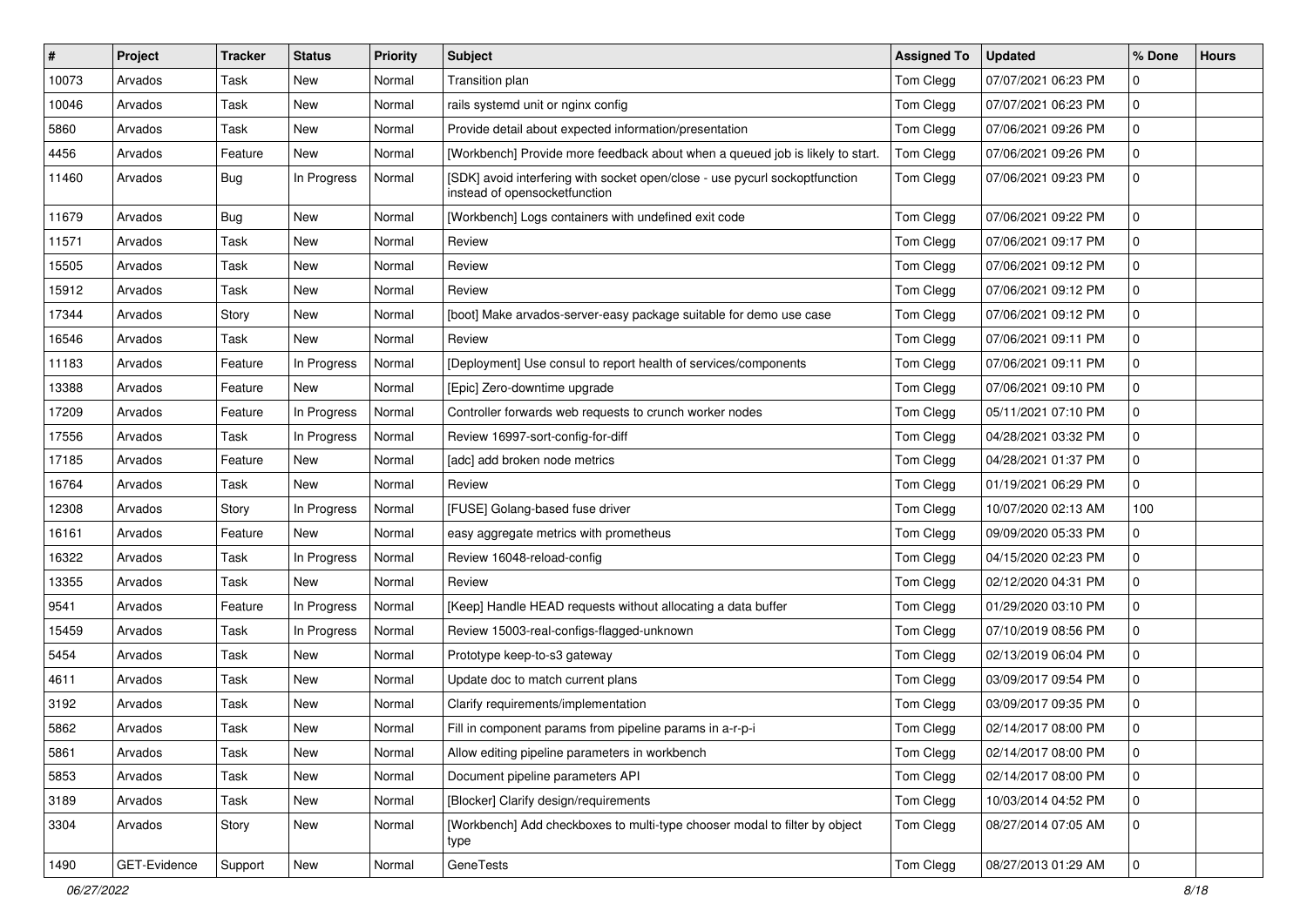| # | Project | Tracker | Status | Priority | Subject | Assigned To | Updated | % Done | Hours |
|---|---|---|---|---|---|---|---|---|---|
| 10073 | Arvados | Task | New | Normal | Transition plan | Tom Clegg | 07/07/2021 06:23 PM | 0 | |
| 10046 | Arvados | Task | New | Normal | rails systemd unit or nginx config | Tom Clegg | 07/07/2021 06:23 PM | 0 | |
| 5860 | Arvados | Task | New | Normal | Provide detail about expected information/presentation | Tom Clegg | 07/06/2021 09:26 PM | 0 | |
| 4456 | Arvados | Feature | New | Normal | [Workbench] Provide more feedback about when a queued job is likely to start. | Tom Clegg | 07/06/2021 09:26 PM | 0 | |
| 11460 | Arvados | Bug | In Progress | Normal | [SDK] avoid interfering with socket open/close - use pycurl sockoptfunction instead of opensocketfunction | Tom Clegg | 07/06/2021 09:23 PM | 0 | |
| 11679 | Arvados | Bug | New | Normal | [Workbench] Logs containers with undefined exit code | Tom Clegg | 07/06/2021 09:22 PM | 0 | |
| 11571 | Arvados | Task | New | Normal | Review | Tom Clegg | 07/06/2021 09:17 PM | 0 | |
| 15505 | Arvados | Task | New | Normal | Review | Tom Clegg | 07/06/2021 09:12 PM | 0 | |
| 15912 | Arvados | Task | New | Normal | Review | Tom Clegg | 07/06/2021 09:12 PM | 0 | |
| 17344 | Arvados | Story | New | Normal | [boot] Make arvados-server-easy package suitable for demo use case | Tom Clegg | 07/06/2021 09:12 PM | 0 | |
| 16546 | Arvados | Task | New | Normal | Review | Tom Clegg | 07/06/2021 09:11 PM | 0 | |
| 11183 | Arvados | Feature | In Progress | Normal | [Deployment] Use consul to report health of services/components | Tom Clegg | 07/06/2021 09:11 PM | 0 | |
| 13388 | Arvados | Feature | New | Normal | [Epic] Zero-downtime upgrade | Tom Clegg | 07/06/2021 09:10 PM | 0 | |
| 17209 | Arvados | Feature | In Progress | Normal | Controller forwards web requests to crunch worker nodes | Tom Clegg | 05/11/2021 07:10 PM | 0 | |
| 17556 | Arvados | Task | In Progress | Normal | Review 16997-sort-config-for-diff | Tom Clegg | 04/28/2021 03:32 PM | 0 | |
| 17185 | Arvados | Feature | New | Normal | [adc] add broken node metrics | Tom Clegg | 04/28/2021 01:37 PM | 0 | |
| 16764 | Arvados | Task | New | Normal | Review | Tom Clegg | 01/19/2021 06:29 PM | 0 | |
| 12308 | Arvados | Story | In Progress | Normal | [FUSE] Golang-based fuse driver | Tom Clegg | 10/07/2020 02:13 AM | 100 | |
| 16161 | Arvados | Feature | New | Normal | easy aggregate metrics with prometheus | Tom Clegg | 09/09/2020 05:33 PM | 0 | |
| 16322 | Arvados | Task | In Progress | Normal | Review 16048-reload-config | Tom Clegg | 04/15/2020 02:23 PM | 0 | |
| 13355 | Arvados | Task | New | Normal | Review | Tom Clegg | 02/12/2020 04:31 PM | 0 | |
| 9541 | Arvados | Feature | In Progress | Normal | [Keep] Handle HEAD requests without allocating a data buffer | Tom Clegg | 01/29/2020 03:10 PM | 0 | |
| 15459 | Arvados | Task | In Progress | Normal | Review 15003-real-configs-flagged-unknown | Tom Clegg | 07/10/2019 08:56 PM | 0 | |
| 5454 | Arvados | Task | New | Normal | Prototype keep-to-s3 gateway | Tom Clegg | 02/13/2019 06:04 PM | 0 | |
| 4611 | Arvados | Task | New | Normal | Update doc to match current plans | Tom Clegg | 03/09/2017 09:54 PM | 0 | |
| 3192 | Arvados | Task | New | Normal | Clarify requirements/implementation | Tom Clegg | 03/09/2017 09:35 PM | 0 | |
| 5862 | Arvados | Task | New | Normal | Fill in component params from pipeline params in a-r-p-i | Tom Clegg | 02/14/2017 08:00 PM | 0 | |
| 5861 | Arvados | Task | New | Normal | Allow editing pipeline parameters in workbench | Tom Clegg | 02/14/2017 08:00 PM | 0 | |
| 5853 | Arvados | Task | New | Normal | Document pipeline parameters API | Tom Clegg | 02/14/2017 08:00 PM | 0 | |
| 3189 | Arvados | Task | New | Normal | [Blocker] Clarify design/requirements | Tom Clegg | 10/03/2014 04:52 PM | 0 | |
| 3304 | Arvados | Story | New | Normal | [Workbench] Add checkboxes to multi-type chooser modal to filter by object type | Tom Clegg | 08/27/2014 07:05 AM | 0 | |
| 1490 | GET-Evidence | Support | New | Normal | GeneTests | Tom Clegg | 08/27/2013 01:29 AM | 0 | |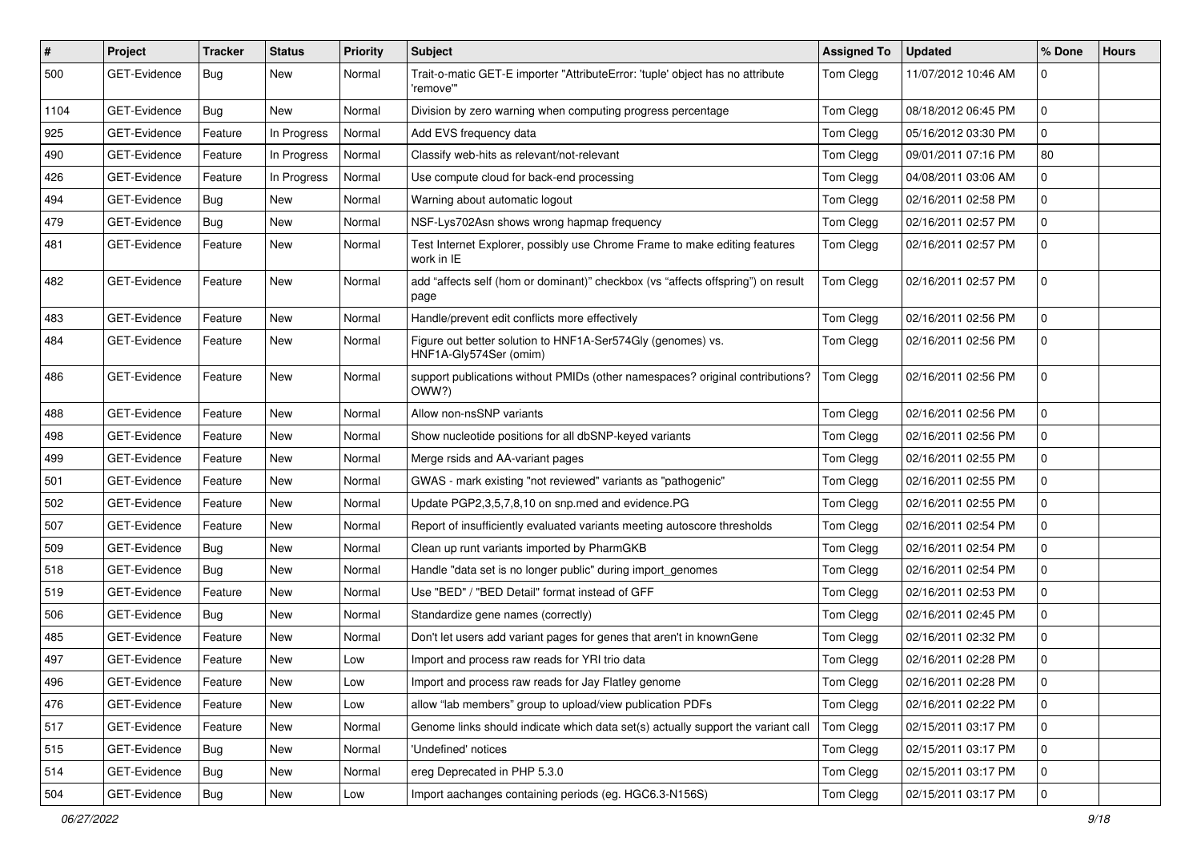| # | Project | Tracker | Status | Priority | Subject | Assigned To | Updated | % Done | Hours |
|---|---|---|---|---|---|---|---|---|---|
| 500 | GET-Evidence | Bug | New | Normal | Trait-o-matic GET-E importer "AttributeError: 'tuple' object has no attribute 'remove'" | Tom Clegg | 11/07/2012 10:46 AM | 0 | |
| 1104 | GET-Evidence | Bug | New | Normal | Division by zero warning when computing progress percentage | Tom Clegg | 08/18/2012 06:45 PM | 0 | |
| 925 | GET-Evidence | Feature | In Progress | Normal | Add EVS frequency data | Tom Clegg | 05/16/2012 03:30 PM | 0 | |
| 490 | GET-Evidence | Feature | In Progress | Normal | Classify web-hits as relevant/not-relevant | Tom Clegg | 09/01/2011 07:16 PM | 80 | |
| 426 | GET-Evidence | Feature | In Progress | Normal | Use compute cloud for back-end processing | Tom Clegg | 04/08/2011 03:06 AM | 0 | |
| 494 | GET-Evidence | Bug | New | Normal | Warning about automatic logout | Tom Clegg | 02/16/2011 02:58 PM | 0 | |
| 479 | GET-Evidence | Bug | New | Normal | NSF-Lys702Asn shows wrong hapmap frequency | Tom Clegg | 02/16/2011 02:57 PM | 0 | |
| 481 | GET-Evidence | Feature | New | Normal | Test Internet Explorer, possibly use Chrome Frame to make editing features work in IE | Tom Clegg | 02/16/2011 02:57 PM | 0 | |
| 482 | GET-Evidence | Feature | New | Normal | add “affects self (hom or dominant)” checkbox (vs “affects offspring”) on result page | Tom Clegg | 02/16/2011 02:57 PM | 0 | |
| 483 | GET-Evidence | Feature | New | Normal | Handle/prevent edit conflicts more effectively | Tom Clegg | 02/16/2011 02:56 PM | 0 | |
| 484 | GET-Evidence | Feature | New | Normal | Figure out better solution to HNF1A-Ser574Gly (genomes) vs. HNF1A-Gly574Ser (omim) | Tom Clegg | 02/16/2011 02:56 PM | 0 | |
| 486 | GET-Evidence | Feature | New | Normal | support publications without PMIDs (other namespaces? original contributions? OWW?) | Tom Clegg | 02/16/2011 02:56 PM | 0 | |
| 488 | GET-Evidence | Feature | New | Normal | Allow non-nsSNP variants | Tom Clegg | 02/16/2011 02:56 PM | 0 | |
| 498 | GET-Evidence | Feature | New | Normal | Show nucleotide positions for all dbSNP-keyed variants | Tom Clegg | 02/16/2011 02:56 PM | 0 | |
| 499 | GET-Evidence | Feature | New | Normal | Merge rsids and AA-variant pages | Tom Clegg | 02/16/2011 02:55 PM | 0 | |
| 501 | GET-Evidence | Feature | New | Normal | GWAS - mark existing "not reviewed" variants as "pathogenic" | Tom Clegg | 02/16/2011 02:55 PM | 0 | |
| 502 | GET-Evidence | Feature | New | Normal | Update PGP2,3,5,7,8,10 on snp.med and evidence.PG | Tom Clegg | 02/16/2011 02:55 PM | 0 | |
| 507 | GET-Evidence | Feature | New | Normal | Report of insufficiently evaluated variants meeting autoscore thresholds | Tom Clegg | 02/16/2011 02:54 PM | 0 | |
| 509 | GET-Evidence | Bug | New | Normal | Clean up runt variants imported by PharmGKB | Tom Clegg | 02/16/2011 02:54 PM | 0 | |
| 518 | GET-Evidence | Bug | New | Normal | Handle "data set is no longer public" during import_genomes | Tom Clegg | 02/16/2011 02:54 PM | 0 | |
| 519 | GET-Evidence | Feature | New | Normal | Use "BED" / "BED Detail" format instead of GFF | Tom Clegg | 02/16/2011 02:53 PM | 0 | |
| 506 | GET-Evidence | Bug | New | Normal | Standardize gene names (correctly) | Tom Clegg | 02/16/2011 02:45 PM | 0 | |
| 485 | GET-Evidence | Feature | New | Normal | Don't let users add variant pages for genes that aren't in knownGene | Tom Clegg | 02/16/2011 02:32 PM | 0 | |
| 497 | GET-Evidence | Feature | New | Low | Import and process raw reads for YRI trio data | Tom Clegg | 02/16/2011 02:28 PM | 0 | |
| 496 | GET-Evidence | Feature | New | Low | Import and process raw reads for Jay Flatley genome | Tom Clegg | 02/16/2011 02:28 PM | 0 | |
| 476 | GET-Evidence | Feature | New | Low | allow “lab members” group to upload/view publication PDFs | Tom Clegg | 02/16/2011 02:22 PM | 0 | |
| 517 | GET-Evidence | Feature | New | Normal | Genome links should indicate which data set(s) actually support the variant call | Tom Clegg | 02/15/2011 03:17 PM | 0 | |
| 515 | GET-Evidence | Bug | New | Normal | 'Undefined' notices | Tom Clegg | 02/15/2011 03:17 PM | 0 | |
| 514 | GET-Evidence | Bug | New | Normal | ereg Deprecated in PHP 5.3.0 | Tom Clegg | 02/15/2011 03:17 PM | 0 | |
| 504 | GET-Evidence | Bug | New | Low | Import aachanges containing periods (eg. HGC6.3-N156S) | Tom Clegg | 02/15/2011 03:17 PM | 0 | |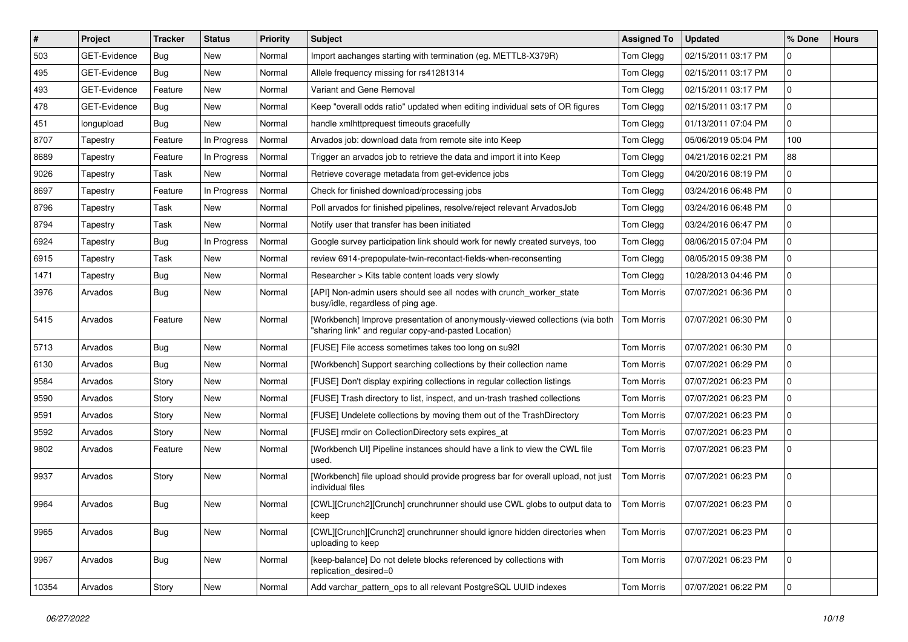| # | Project | Tracker | Status | Priority | Subject | Assigned To | Updated | % Done | Hours |
|---|---|---|---|---|---|---|---|---|---|
| 503 | GET-Evidence | Bug | New | Normal | Import aachanges starting with termination (eg. METTL8-X379R) | Tom Clegg | 02/15/2011 03:17 PM | 0 | |
| 495 | GET-Evidence | Bug | New | Normal | Allele frequency missing for rs41281314 | Tom Clegg | 02/15/2011 03:17 PM | 0 | |
| 493 | GET-Evidence | Feature | New | Normal | Variant and Gene Removal | Tom Clegg | 02/15/2011 03:17 PM | 0 | |
| 478 | GET-Evidence | Bug | New | Normal | Keep "overall odds ratio" updated when editing individual sets of OR figures | Tom Clegg | 02/15/2011 03:17 PM | 0 | |
| 451 | longupload | Bug | New | Normal | handle xmlhttprequest timeouts gracefully | Tom Clegg | 01/13/2011 07:04 PM | 0 | |
| 8707 | Tapestry | Feature | In Progress | Normal | Arvados job: download data from remote site into Keep | Tom Clegg | 05/06/2019 05:04 PM | 100 | |
| 8689 | Tapestry | Feature | In Progress | Normal | Trigger an arvados job to retrieve the data and import it into Keep | Tom Clegg | 04/21/2016 02:21 PM | 88 | |
| 9026 | Tapestry | Task | New | Normal | Retrieve coverage metadata from get-evidence jobs | Tom Clegg | 04/20/2016 08:19 PM | 0 | |
| 8697 | Tapestry | Feature | In Progress | Normal | Check for finished download/processing jobs | Tom Clegg | 03/24/2016 06:48 PM | 0 | |
| 8796 | Tapestry | Task | New | Normal | Poll arvados for finished pipelines, resolve/reject relevant ArvadosJob | Tom Clegg | 03/24/2016 06:48 PM | 0 | |
| 8794 | Tapestry | Task | New | Normal | Notify user that transfer has been initiated | Tom Clegg | 03/24/2016 06:47 PM | 0 | |
| 6924 | Tapestry | Bug | In Progress | Normal | Google survey participation link should work for newly created surveys, too | Tom Clegg | 08/06/2015 07:04 PM | 0 | |
| 6915 | Tapestry | Task | New | Normal | review 6914-prepopulate-twin-recontact-fields-when-reconsenting | Tom Clegg | 08/05/2015 09:38 PM | 0 | |
| 1471 | Tapestry | Bug | New | Normal | Researcher > Kits table content loads very slowly | Tom Clegg | 10/28/2013 04:46 PM | 0 | |
| 3976 | Arvados | Bug | New | Normal | [API] Non-admin users should see all nodes with crunch_worker_state busy/idle, regardless of ping age. | Tom Morris | 07/07/2021 06:36 PM | 0 | |
| 5415 | Arvados | Feature | New | Normal | [Workbench] Improve presentation of anonymously-viewed collections (via both "sharing link" and regular copy-and-pasted Location) | Tom Morris | 07/07/2021 06:30 PM | 0 | |
| 5713 | Arvados | Bug | New | Normal | [FUSE] File access sometimes takes too long on su92l | Tom Morris | 07/07/2021 06:30 PM | 0 | |
| 6130 | Arvados | Bug | New | Normal | [Workbench] Support searching collections by their collection name | Tom Morris | 07/07/2021 06:29 PM | 0 | |
| 9584 | Arvados | Story | New | Normal | [FUSE] Don't display expiring collections in regular collection listings | Tom Morris | 07/07/2021 06:23 PM | 0 | |
| 9590 | Arvados | Story | New | Normal | [FUSE] Trash directory to list, inspect, and un-trash trashed collections | Tom Morris | 07/07/2021 06:23 PM | 0 | |
| 9591 | Arvados | Story | New | Normal | [FUSE] Undelete collections by moving them out of the TrashDirectory | Tom Morris | 07/07/2021 06:23 PM | 0 | |
| 9592 | Arvados | Story | New | Normal | [FUSE] rmdir on CollectionDirectory sets expires_at | Tom Morris | 07/07/2021 06:23 PM | 0 | |
| 9802 | Arvados | Feature | New | Normal | [Workbench UI] Pipeline instances should have a link to view the CWL file used. | Tom Morris | 07/07/2021 06:23 PM | 0 | |
| 9937 | Arvados | Story | New | Normal | [Workbench] file upload should provide progress bar for overall upload, not just individual files | Tom Morris | 07/07/2021 06:23 PM | 0 | |
| 9964 | Arvados | Bug | New | Normal | [CWL][Crunch2][Crunch] crunchrunner should use CWL globs to output data to keep | Tom Morris | 07/07/2021 06:23 PM | 0 | |
| 9965 | Arvados | Bug | New | Normal | [CWL][Crunch][Crunch2] crunchrunner should ignore hidden directories when uploading to keep | Tom Morris | 07/07/2021 06:23 PM | 0 | |
| 9967 | Arvados | Bug | New | Normal | [keep-balance] Do not delete blocks referenced by collections with replication_desired=0 | Tom Morris | 07/07/2021 06:23 PM | 0 | |
| 10354 | Arvados | Story | New | Normal | Add varchar_pattern_ops to all relevant PostgreSQL UUID indexes | Tom Morris | 07/07/2021 06:22 PM | 0 | |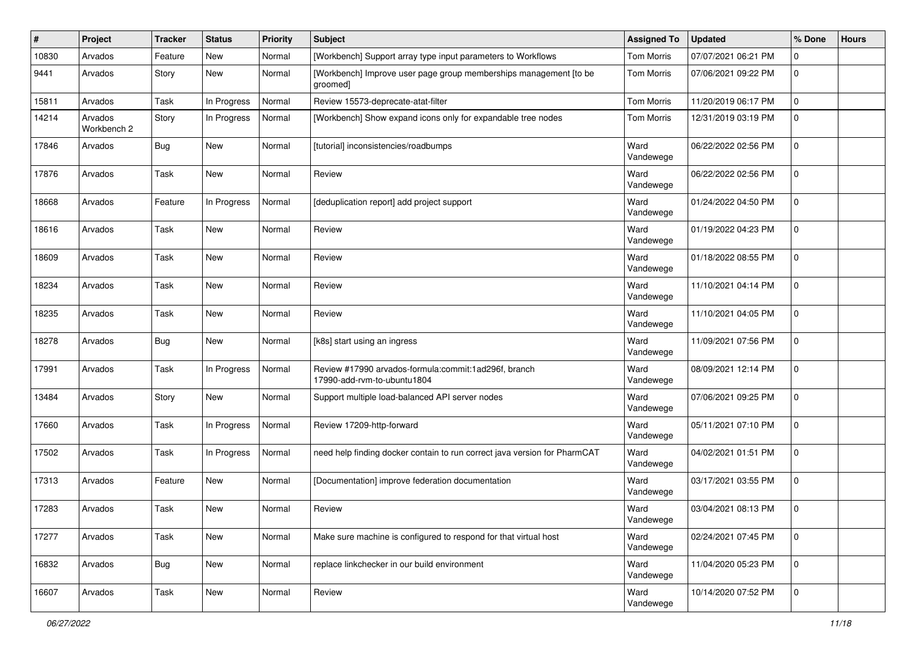| # | Project | Tracker | Status | Priority | Subject | Assigned To | Updated | % Done | Hours |
|---|---|---|---|---|---|---|---|---|---|
| 10830 | Arvados | Feature | New | Normal | [Workbench] Support array type input parameters to Workflows | Tom Morris | 07/07/2021 06:21 PM | 0 | |
| 9441 | Arvados | Story | New | Normal | [Workbench] Improve user page group memberships management [to be groomed] | Tom Morris | 07/06/2021 09:22 PM | 0 | |
| 15811 | Arvados | Task | In Progress | Normal | Review 15573-deprecate-atat-filter | Tom Morris | 11/20/2019 06:17 PM | 0 | |
| 14214 | Arvados Workbench 2 | Story | In Progress | Normal | [Workbench] Show expand icons only for expandable tree nodes | Tom Morris | 12/31/2019 03:19 PM | 0 | |
| 17846 | Arvados | Bug | New | Normal | [tutorial] inconsistencies/roadbumps | Ward Vandewege | 06/22/2022 02:56 PM | 0 | |
| 17876 | Arvados | Task | New | Normal | Review | Ward Vandewege | 06/22/2022 02:56 PM | 0 | |
| 18668 | Arvados | Feature | In Progress | Normal | [deduplication report] add project support | Ward Vandewege | 01/24/2022 04:50 PM | 0 | |
| 18616 | Arvados | Task | New | Normal | Review | Ward Vandewege | 01/19/2022 04:23 PM | 0 | |
| 18609 | Arvados | Task | New | Normal | Review | Ward Vandewege | 01/18/2022 08:55 PM | 0 | |
| 18234 | Arvados | Task | New | Normal | Review | Ward Vandewege | 11/10/2021 04:14 PM | 0 | |
| 18235 | Arvados | Task | New | Normal | Review | Ward Vandewege | 11/10/2021 04:05 PM | 0 | |
| 18278 | Arvados | Bug | New | Normal | [k8s] start using an ingress | Ward Vandewege | 11/09/2021 07:56 PM | 0 | |
| 17991 | Arvados | Task | In Progress | Normal | Review #17990 arvados-formula:commit:1ad296f, branch 17990-add-rvm-to-ubuntu1804 | Ward Vandewege | 08/09/2021 12:14 PM | 0 | |
| 13484 | Arvados | Story | New | Normal | Support multiple load-balanced API server nodes | Ward Vandewege | 07/06/2021 09:25 PM | 0 | |
| 17660 | Arvados | Task | In Progress | Normal | Review 17209-http-forward | Ward Vandewege | 05/11/2021 07:10 PM | 0 | |
| 17502 | Arvados | Task | In Progress | Normal | need help finding docker contain to run correct java version for PharmCAT | Ward Vandewege | 04/02/2021 01:51 PM | 0 | |
| 17313 | Arvados | Feature | New | Normal | [Documentation] improve federation documentation | Ward Vandewege | 03/17/2021 03:55 PM | 0 | |
| 17283 | Arvados | Task | New | Normal | Review | Ward Vandewege | 03/04/2021 08:13 PM | 0 | |
| 17277 | Arvados | Task | New | Normal | Make sure machine is configured to respond for that virtual host | Ward Vandewege | 02/24/2021 07:45 PM | 0 | |
| 16832 | Arvados | Bug | New | Normal | replace linkchecker in our build environment | Ward Vandewege | 11/04/2020 05:23 PM | 0 | |
| 16607 | Arvados | Task | New | Normal | Review | Ward Vandewege | 10/14/2020 07:52 PM | 0 | |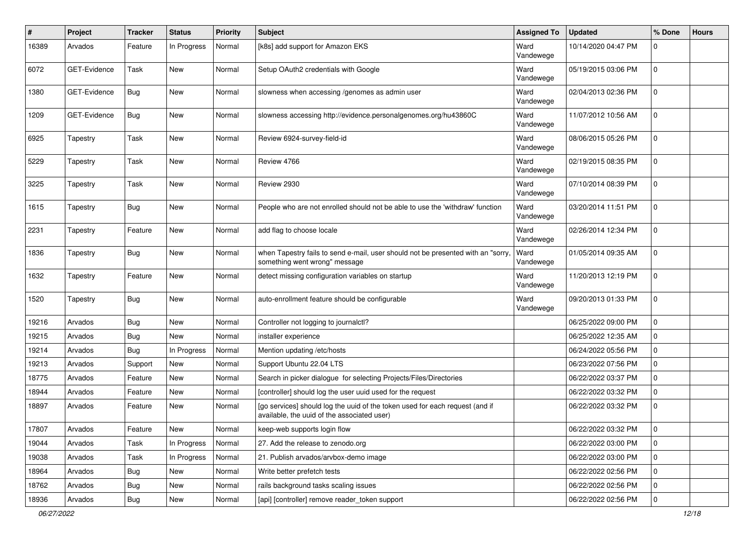| # | Project | Tracker | Status | Priority | Subject | Assigned To | Updated | % Done | Hours |
|---|---|---|---|---|---|---|---|---|---|
| 16389 | Arvados | Feature | In Progress | Normal | [k8s] add support for Amazon EKS | Ward Vandewege | 10/14/2020 04:47 PM | 0 | |
| 6072 | GET-Evidence | Task | New | Normal | Setup OAuth2 credentials with Google | Ward Vandewege | 05/19/2015 03:06 PM | 0 | |
| 1380 | GET-Evidence | Bug | New | Normal | slowness when accessing /genomes as admin user | Ward Vandewege | 02/04/2013 02:36 PM | 0 | |
| 1209 | GET-Evidence | Bug | New | Normal | slowness accessing http://evidence.personalgenomes.org/hu43860C | Ward Vandewege | 11/07/2012 10:56 AM | 0 | |
| 6925 | Tapestry | Task | New | Normal | Review 6924-survey-field-id | Ward Vandewege | 08/06/2015 05:26 PM | 0 | |
| 5229 | Tapestry | Task | New | Normal | Review 4766 | Ward Vandewege | 02/19/2015 08:35 PM | 0 | |
| 3225 | Tapestry | Task | New | Normal | Review 2930 | Ward Vandewege | 07/10/2014 08:39 PM | 0 | |
| 1615 | Tapestry | Bug | New | Normal | People who are not enrolled should not be able to use the 'withdraw' function | Ward Vandewege | 03/20/2014 11:51 PM | 0 | |
| 2231 | Tapestry | Feature | New | Normal | add flag to choose locale | Ward Vandewege | 02/26/2014 12:34 PM | 0 | |
| 1836 | Tapestry | Bug | New | Normal | when Tapestry fails to send e-mail, user should not be presented with an "sorry, something went wrong" message | Ward Vandewege | 01/05/2014 09:35 AM | 0 | |
| 1632 | Tapestry | Feature | New | Normal | detect missing configuration variables on startup | Ward Vandewege | 11/20/2013 12:19 PM | 0 | |
| 1520 | Tapestry | Bug | New | Normal | auto-enrollment feature should be configurable | Ward Vandewege | 09/20/2013 01:33 PM | 0 | |
| 19216 | Arvados | Bug | New | Normal | Controller not logging to journalctl? | | 06/25/2022 09:00 PM | 0 | |
| 19215 | Arvados | Bug | New | Normal | installer experience | | 06/25/2022 12:35 AM | 0 | |
| 19214 | Arvados | Bug | In Progress | Normal | Mention updating /etc/hosts | | 06/24/2022 05:56 PM | 0 | |
| 19213 | Arvados | Support | New | Normal | Support Ubuntu 22.04 LTS | | 06/23/2022 07:56 PM | 0 | |
| 18775 | Arvados | Feature | New | Normal | Search in picker dialogue for selecting Projects/Files/Directories | | 06/22/2022 03:37 PM | 0 | |
| 18944 | Arvados | Feature | New | Normal | [controller] should log the user uuid used for the request | | 06/22/2022 03:32 PM | 0 | |
| 18897 | Arvados | Feature | New | Normal | [go services] should log the uuid of the token used for each request (and if available, the uuid of the associated user) | | 06/22/2022 03:32 PM | 0 | |
| 17807 | Arvados | Feature | New | Normal | keep-web supports login flow | | 06/22/2022 03:32 PM | 0 | |
| 19044 | Arvados | Task | In Progress | Normal | 27. Add the release to zenodo.org | | 06/22/2022 03:00 PM | 0 | |
| 19038 | Arvados | Task | In Progress | Normal | 21. Publish arvados/arvbox-demo image | | 06/22/2022 03:00 PM | 0 | |
| 18964 | Arvados | Bug | New | Normal | Write better prefetch tests | | 06/22/2022 02:56 PM | 0 | |
| 18762 | Arvados | Bug | New | Normal | rails background tasks scaling issues | | 06/22/2022 02:56 PM | 0 | |
| 18936 | Arvados | Bug | New | Normal | [api] [controller] remove reader_token support | | 06/22/2022 02:56 PM | 0 | |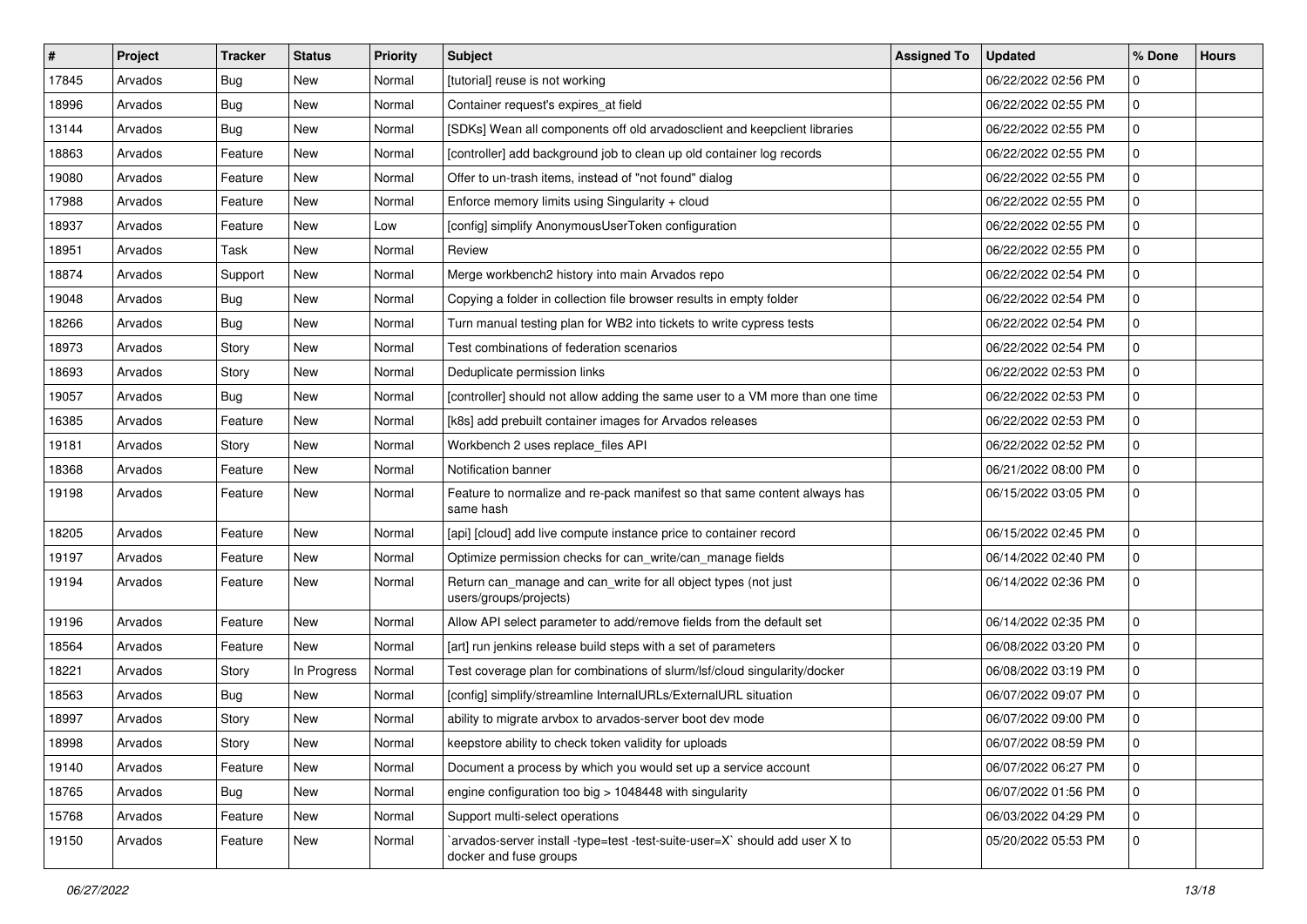| # | Project | Tracker | Status | Priority | Subject | Assigned To | Updated | % Done | Hours |
|---|---|---|---|---|---|---|---|---|---|
| 17845 | Arvados | Bug | New | Normal | [tutorial] reuse is not working | | 06/22/2022 02:56 PM | 0 | |
| 18996 | Arvados | Bug | New | Normal | Container request's expires_at field | | 06/22/2022 02:55 PM | 0 | |
| 13144 | Arvados | Bug | New | Normal | [SDKs] Wean all components off old arvadosclient and keepclient libraries | | 06/22/2022 02:55 PM | 0 | |
| 18863 | Arvados | Feature | New | Normal | [controller] add background job to clean up old container log records | | 06/22/2022 02:55 PM | 0 | |
| 19080 | Arvados | Feature | New | Normal | Offer to un-trash items, instead of "not found" dialog | | 06/22/2022 02:55 PM | 0 | |
| 17988 | Arvados | Feature | New | Normal | Enforce memory limits using Singularity + cloud | | 06/22/2022 02:55 PM | 0 | |
| 18937 | Arvados | Feature | New | Low | [config] simplify AnonymousUserToken configuration | | 06/22/2022 02:55 PM | 0 | |
| 18951 | Arvados | Task | New | Normal | Review | | 06/22/2022 02:55 PM | 0 | |
| 18874 | Arvados | Support | New | Normal | Merge workbench2 history into main Arvados repo | | 06/22/2022 02:54 PM | 0 | |
| 19048 | Arvados | Bug | New | Normal | Copying a folder in collection file browser results in empty folder | | 06/22/2022 02:54 PM | 0 | |
| 18266 | Arvados | Bug | New | Normal | Turn manual testing plan for WB2 into tickets to write cypress tests | | 06/22/2022 02:54 PM | 0 | |
| 18973 | Arvados | Story | New | Normal | Test combinations of federation scenarios | | 06/22/2022 02:54 PM | 0 | |
| 18693 | Arvados | Story | New | Normal | Deduplicate permission links | | 06/22/2022 02:53 PM | 0 | |
| 19057 | Arvados | Bug | New | Normal | [controller] should not allow adding the same user to a VM more than one time | | 06/22/2022 02:53 PM | 0 | |
| 16385 | Arvados | Feature | New | Normal | [k8s] add prebuilt container images for Arvados releases | | 06/22/2022 02:53 PM | 0 | |
| 19181 | Arvados | Story | New | Normal | Workbench 2 uses replace_files API | | 06/22/2022 02:52 PM | 0 | |
| 18368 | Arvados | Feature | New | Normal | Notification banner | | 06/21/2022 08:00 PM | 0 | |
| 19198 | Arvados | Feature | New | Normal | Feature to normalize and re-pack manifest so that same content always has same hash | | 06/15/2022 03:05 PM | 0 | |
| 18205 | Arvados | Feature | New | Normal | [api] [cloud] add live compute instance price to container record | | 06/15/2022 02:45 PM | 0 | |
| 19197 | Arvados | Feature | New | Normal | Optimize permission checks for can_write/can_manage fields | | 06/14/2022 02:40 PM | 0 | |
| 19194 | Arvados | Feature | New | Normal | Return can_manage and can_write for all object types (not just users/groups/projects) | | 06/14/2022 02:36 PM | 0 | |
| 19196 | Arvados | Feature | New | Normal | Allow API select parameter to add/remove fields from the default set | | 06/14/2022 02:35 PM | 0 | |
| 18564 | Arvados | Feature | New | Normal | [art] run jenkins release build steps with a set of parameters | | 06/08/2022 03:20 PM | 0 | |
| 18221 | Arvados | Story | In Progress | Normal | Test coverage plan for combinations of slurm/lsf/cloud singularity/docker | | 06/08/2022 03:19 PM | 0 | |
| 18563 | Arvados | Bug | New | Normal | [config] simplify/streamline InternalURLs/ExternalURL situation | | 06/07/2022 09:07 PM | 0 | |
| 18997 | Arvados | Story | New | Normal | ability to migrate arvbox to arvados-server boot dev mode | | 06/07/2022 09:00 PM | 0 | |
| 18998 | Arvados | Story | New | Normal | keepstore ability to check token validity for uploads | | 06/07/2022 08:59 PM | 0 | |
| 19140 | Arvados | Feature | New | Normal | Document a process by which you would set up a service account | | 06/07/2022 06:27 PM | 0 | |
| 18765 | Arvados | Bug | New | Normal | engine configuration too big > 1048448 with singularity | | 06/07/2022 01:56 PM | 0 | |
| 15768 | Arvados | Feature | New | Normal | Support multi-select operations | | 06/03/2022 04:29 PM | 0 | |
| 19150 | Arvados | Feature | New | Normal | `arvados-server install -type=test -test-suite-user=X` should add user X to docker and fuse groups | | 05/20/2022 05:53 PM | 0 | |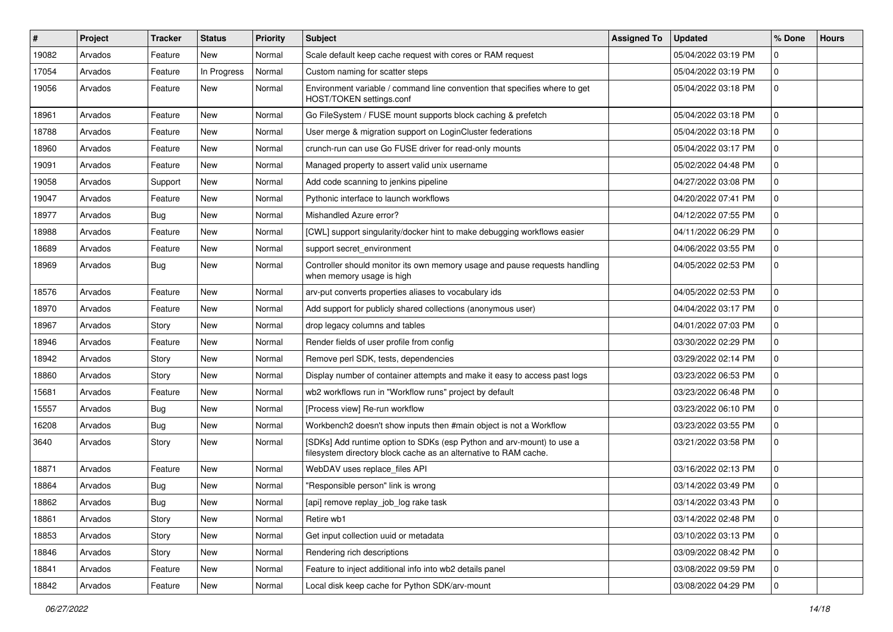| # | Project | Tracker | Status | Priority | Subject | Assigned To | Updated | % Done | Hours |
|---|---|---|---|---|---|---|---|---|---|
| 19082 | Arvados | Feature | New | Normal | Scale default keep cache request with cores or RAM request | | 05/04/2022 03:19 PM | 0 | |
| 17054 | Arvados | Feature | In Progress | Normal | Custom naming for scatter steps | | 05/04/2022 03:19 PM | 0 | |
| 19056 | Arvados | Feature | New | Normal | Environment variable / command line convention that specifies where to get HOST/TOKEN settings.conf | | 05/04/2022 03:18 PM | 0 | |
| 18961 | Arvados | Feature | New | Normal | Go FileSystem / FUSE mount supports block caching & prefetch | | 05/04/2022 03:18 PM | 0 | |
| 18788 | Arvados | Feature | New | Normal | User merge & migration support on LoginCluster federations | | 05/04/2022 03:18 PM | 0 | |
| 18960 | Arvados | Feature | New | Normal | crunch-run can use Go FUSE driver for read-only mounts | | 05/04/2022 03:17 PM | 0 | |
| 19091 | Arvados | Feature | New | Normal | Managed property to assert valid unix username | | 05/02/2022 04:48 PM | 0 | |
| 19058 | Arvados | Support | New | Normal | Add code scanning to jenkins pipeline | | 04/27/2022 03:08 PM | 0 | |
| 19047 | Arvados | Feature | New | Normal | Pythonic interface to launch workflows | | 04/20/2022 07:41 PM | 0 | |
| 18977 | Arvados | Bug | New | Normal | Mishandled Azure error? | | 04/12/2022 07:55 PM | 0 | |
| 18988 | Arvados | Feature | New | Normal | [CWL] support singularity/docker hint to make debugging workflows easier | | 04/11/2022 06:29 PM | 0 | |
| 18689 | Arvados | Feature | New | Normal | support secret_environment | | 04/06/2022 03:55 PM | 0 | |
| 18969 | Arvados | Bug | New | Normal | Controller should monitor its own memory usage and pause requests handling when memory usage is high | | 04/05/2022 02:53 PM | 0 | |
| 18576 | Arvados | Feature | New | Normal | arv-put converts properties aliases to vocabulary ids | | 04/05/2022 02:53 PM | 0 | |
| 18970 | Arvados | Feature | New | Normal | Add support for publicly shared collections (anonymous user) | | 04/04/2022 03:17 PM | 0 | |
| 18967 | Arvados | Story | New | Normal | drop legacy columns and tables | | 04/01/2022 07:03 PM | 0 | |
| 18946 | Arvados | Feature | New | Normal | Render fields of user profile from config | | 03/30/2022 02:29 PM | 0 | |
| 18942 | Arvados | Story | New | Normal | Remove perl SDK, tests, dependencies | | 03/29/2022 02:14 PM | 0 | |
| 18860 | Arvados | Story | New | Normal | Display number of container attempts and make it easy to access past logs | | 03/23/2022 06:53 PM | 0 | |
| 15681 | Arvados | Feature | New | Normal | wb2 workflows run in "Workflow runs" project by default | | 03/23/2022 06:48 PM | 0 | |
| 15557 | Arvados | Bug | New | Normal | [Process view] Re-run workflow | | 03/23/2022 06:10 PM | 0 | |
| 16208 | Arvados | Bug | New | Normal | Workbench2 doesn't show inputs then #main object is not a Workflow | | 03/23/2022 03:55 PM | 0 | |
| 3640 | Arvados | Story | New | Normal | [SDKs] Add runtime option to SDKs (esp Python and arv-mount) to use a filesystem directory block cache as an alternative to RAM cache. | | 03/21/2022 03:58 PM | 0 | |
| 18871 | Arvados | Feature | New | Normal | WebDAV uses replace_files API | | 03/16/2022 02:13 PM | 0 | |
| 18864 | Arvados | Bug | New | Normal | "Responsible person" link is wrong | | 03/14/2022 03:49 PM | 0 | |
| 18862 | Arvados | Bug | New | Normal | [api] remove replay_job_log rake task | | 03/14/2022 03:43 PM | 0 | |
| 18861 | Arvados | Story | New | Normal | Retire wb1 | | 03/14/2022 02:48 PM | 0 | |
| 18853 | Arvados | Story | New | Normal | Get input collection uuid or metadata | | 03/10/2022 03:13 PM | 0 | |
| 18846 | Arvados | Story | New | Normal | Rendering rich descriptions | | 03/09/2022 08:42 PM | 0 | |
| 18841 | Arvados | Feature | New | Normal | Feature to inject additional info into wb2 details panel | | 03/08/2022 09:59 PM | 0 | |
| 18842 | Arvados | Feature | New | Normal | Local disk keep cache for Python SDK/arv-mount | | 03/08/2022 04:29 PM | 0 | |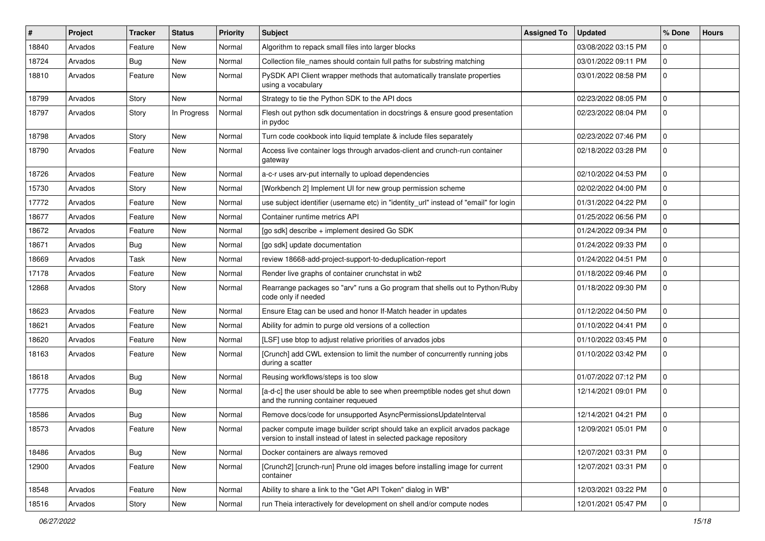| # | Project | Tracker | Status | Priority | Subject | Assigned To | Updated | % Done | Hours |
|---|---|---|---|---|---|---|---|---|---|
| 18840 | Arvados | Feature | New | Normal | Algorithm to repack small files into larger blocks | | 03/08/2022 03:15 PM | 0 | |
| 18724 | Arvados | Bug | New | Normal | Collection file_names should contain full paths for substring matching | | 03/01/2022 09:11 PM | 0 | |
| 18810 | Arvados | Feature | New | Normal | PySDK API Client wrapper methods that automatically translate properties using a vocabulary | | 03/01/2022 08:58 PM | 0 | |
| 18799 | Arvados | Story | New | Normal | Strategy to tie the Python SDK to the API docs | | 02/23/2022 08:05 PM | 0 | |
| 18797 | Arvados | Story | In Progress | Normal | Flesh out python sdk documentation in docstrings & ensure good presentation in pydoc | | 02/23/2022 08:04 PM | 0 | |
| 18798 | Arvados | Story | New | Normal | Turn code cookbook into liquid template & include files separately | | 02/23/2022 07:46 PM | 0 | |
| 18790 | Arvados | Feature | New | Normal | Access live container logs through arvados-client and crunch-run container gateway | | 02/18/2022 03:28 PM | 0 | |
| 18726 | Arvados | Feature | New | Normal | a-c-r uses arv-put internally to upload dependencies | | 02/10/2022 04:53 PM | 0 | |
| 15730 | Arvados | Story | New | Normal | [Workbench 2] Implement UI for new group permission scheme | | 02/02/2022 04:00 PM | 0 | |
| 17772 | Arvados | Feature | New | Normal | use subject identifier (username etc) in "identity_url" instead of "email" for login | | 01/31/2022 04:22 PM | 0 | |
| 18677 | Arvados | Feature | New | Normal | Container runtime metrics API | | 01/25/2022 06:56 PM | 0 | |
| 18672 | Arvados | Feature | New | Normal | [go sdk] describe + implement desired Go SDK | | 01/24/2022 09:34 PM | 0 | |
| 18671 | Arvados | Bug | New | Normal | [go sdk] update documentation | | 01/24/2022 09:33 PM | 0 | |
| 18669 | Arvados | Task | New | Normal | review 18668-add-project-support-to-deduplication-report | | 01/24/2022 04:51 PM | 0 | |
| 17178 | Arvados | Feature | New | Normal | Render live graphs of container crunchstat in wb2 | | 01/18/2022 09:46 PM | 0 | |
| 12868 | Arvados | Story | New | Normal | Rearrange packages so "arv" runs a Go program that shells out to Python/Ruby code only if needed | | 01/18/2022 09:30 PM | 0 | |
| 18623 | Arvados | Feature | New | Normal | Ensure Etag can be used and honor If-Match header in updates | | 01/12/2022 04:50 PM | 0 | |
| 18621 | Arvados | Feature | New | Normal | Ability for admin to purge old versions of a collection | | 01/10/2022 04:41 PM | 0 | |
| 18620 | Arvados | Feature | New | Normal | [LSF] use btop to adjust relative priorities of arvados jobs | | 01/10/2022 03:45 PM | 0 | |
| 18163 | Arvados | Feature | New | Normal | [Crunch] add CWL extension to limit the number of concurrently running jobs during a scatter | | 01/10/2022 03:42 PM | 0 | |
| 18618 | Arvados | Bug | New | Normal | Reusing workflows/steps is too slow | | 01/07/2022 07:12 PM | 0 | |
| 17775 | Arvados | Bug | New | Normal | [a-d-c] the user should be able to see when preemptible nodes get shut down and the running container requeued | | 12/14/2021 09:01 PM | 0 | |
| 18586 | Arvados | Bug | New | Normal | Remove docs/code for unsupported AsyncPermissionsUpdateInterval | | 12/14/2021 04:21 PM | 0 | |
| 18573 | Arvados | Feature | New | Normal | packer compute image builder script should take an explicit arvados package version to install instead of latest in selected package repository | | 12/09/2021 05:01 PM | 0 | |
| 18486 | Arvados | Bug | New | Normal | Docker containers are always removed | | 12/07/2021 03:31 PM | 0 | |
| 12900 | Arvados | Feature | New | Normal | [Crunch2] [crunch-run] Prune old images before installing image for current container | | 12/07/2021 03:31 PM | 0 | |
| 18548 | Arvados | Feature | New | Normal | Ability to share a link to the "Get API Token" dialog in WB" | | 12/03/2021 03:22 PM | 0 | |
| 18516 | Arvados | Story | New | Normal | run Theia interactively for development on shell and/or compute nodes | | 12/01/2021 05:47 PM | 0 | |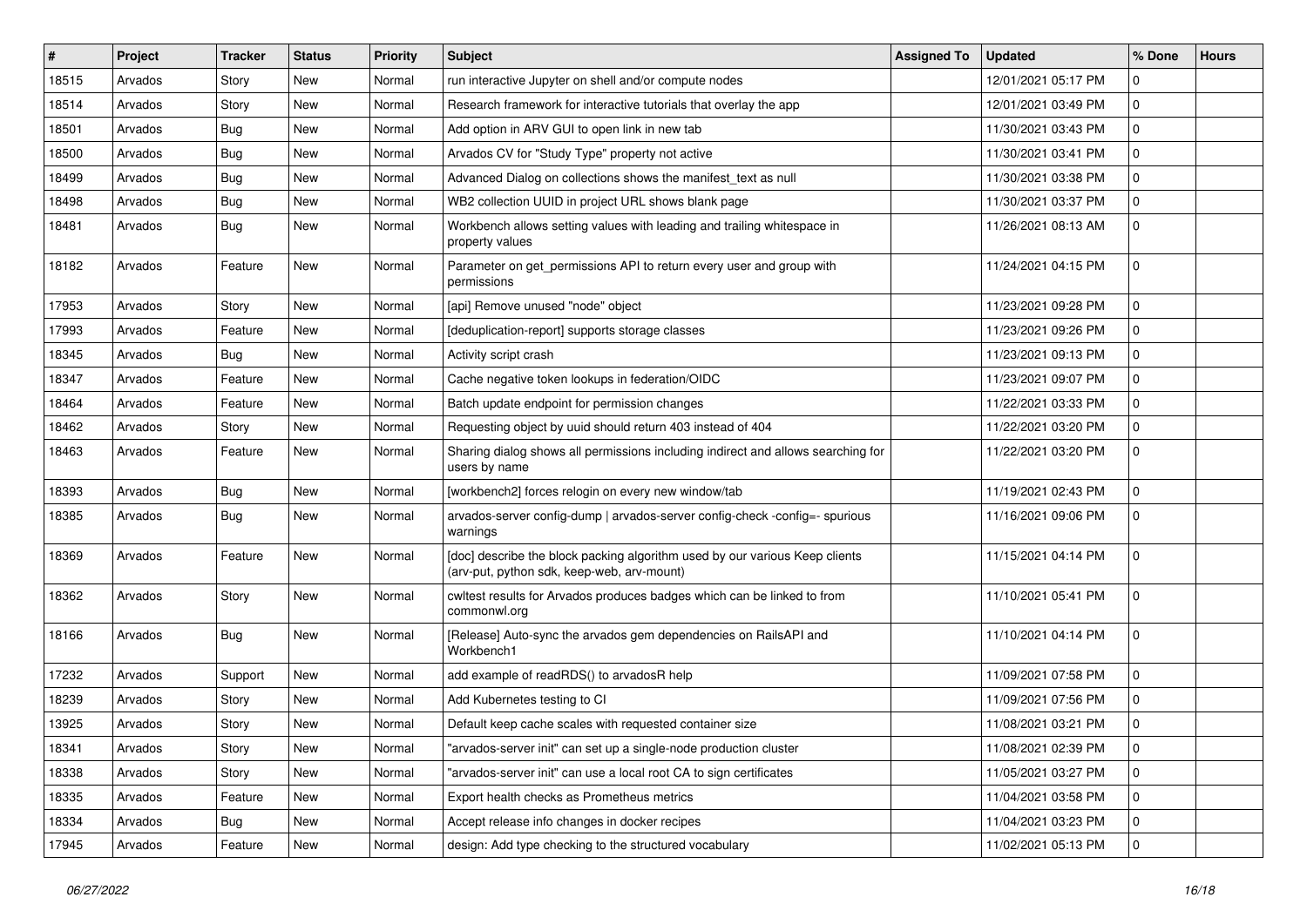| # | Project | Tracker | Status | Priority | Subject | Assigned To | Updated | % Done | Hours |
|---|---|---|---|---|---|---|---|---|---|
| 18515 | Arvados | Story | New | Normal | run interactive Jupyter on shell and/or compute nodes | | 12/01/2021 05:17 PM | 0 | |
| 18514 | Arvados | Story | New | Normal | Research framework for interactive tutorials that overlay the app | | 12/01/2021 03:49 PM | 0 | |
| 18501 | Arvados | Bug | New | Normal | Add option in ARV GUI to open link in new tab | | 11/30/2021 03:43 PM | 0 | |
| 18500 | Arvados | Bug | New | Normal | Arvados CV for "Study Type" property not active | | 11/30/2021 03:41 PM | 0 | |
| 18499 | Arvados | Bug | New | Normal | Advanced Dialog on collections shows the manifest_text as null | | 11/30/2021 03:38 PM | 0 | |
| 18498 | Arvados | Bug | New | Normal | WB2 collection UUID in project URL shows blank page | | 11/30/2021 03:37 PM | 0 | |
| 18481 | Arvados | Bug | New | Normal | Workbench allows setting values with leading and trailing whitespace in property values | | 11/26/2021 08:13 AM | 0 | |
| 18182 | Arvados | Feature | New | Normal | Parameter on get_permissions API to return every user and group with permissions | | 11/24/2021 04:15 PM | 0 | |
| 17953 | Arvados | Story | New | Normal | [api] Remove unused "node" object | | 11/23/2021 09:28 PM | 0 | |
| 17993 | Arvados | Feature | New | Normal | [deduplication-report] supports storage classes | | 11/23/2021 09:26 PM | 0 | |
| 18345 | Arvados | Bug | New | Normal | Activity script crash | | 11/23/2021 09:13 PM | 0 | |
| 18347 | Arvados | Feature | New | Normal | Cache negative token lookups in federation/OIDC | | 11/23/2021 09:07 PM | 0 | |
| 18464 | Arvados | Feature | New | Normal | Batch update endpoint for permission changes | | 11/22/2021 03:33 PM | 0 | |
| 18462 | Arvados | Story | New | Normal | Requesting object by uuid should return 403 instead of 404 | | 11/22/2021 03:20 PM | 0 | |
| 18463 | Arvados | Feature | New | Normal | Sharing dialog shows all permissions including indirect and allows searching for users by name | | 11/22/2021 03:20 PM | 0 | |
| 18393 | Arvados | Bug | New | Normal | [workbench2] forces relogin on every new window/tab | | 11/19/2021 02:43 PM | 0 | |
| 18385 | Arvados | Bug | New | Normal | arvados-server config-dump \| arvados-server config-check -config=- spurious warnings | | 11/16/2021 09:06 PM | 0 | |
| 18369 | Arvados | Feature | New | Normal | [doc] describe the block packing algorithm used by our various Keep clients (arv-put, python sdk, keep-web, arv-mount) | | 11/15/2021 04:14 PM | 0 | |
| 18362 | Arvados | Story | New | Normal | cwltest results for Arvados produces badges which can be linked to from commonwl.org | | 11/10/2021 05:41 PM | 0 | |
| 18166 | Arvados | Bug | New | Normal | [Release] Auto-sync the arvados gem dependencies on RailsAPI and Workbench1 | | 11/10/2021 04:14 PM | 0 | |
| 17232 | Arvados | Support | New | Normal | add example of readRDS() to arvadosR help | | 11/09/2021 07:58 PM | 0 | |
| 18239 | Arvados | Story | New | Normal | Add Kubernetes testing to CI | | 11/09/2021 07:56 PM | 0 | |
| 13925 | Arvados | Story | New | Normal | Default keep cache scales with requested container size | | 11/08/2021 03:21 PM | 0 | |
| 18341 | Arvados | Story | New | Normal | "arvados-server init" can set up a single-node production cluster | | 11/08/2021 02:39 PM | 0 | |
| 18338 | Arvados | Story | New | Normal | "arvados-server init" can use a local root CA to sign certificates | | 11/05/2021 03:27 PM | 0 | |
| 18335 | Arvados | Feature | New | Normal | Export health checks as Prometheus metrics | | 11/04/2021 03:58 PM | 0 | |
| 18334 | Arvados | Bug | New | Normal | Accept release info changes in docker recipes | | 11/04/2021 03:23 PM | 0 | |
| 17945 | Arvados | Feature | New | Normal | design: Add type checking to the structured vocabulary | | 11/02/2021 05:13 PM | 0 | |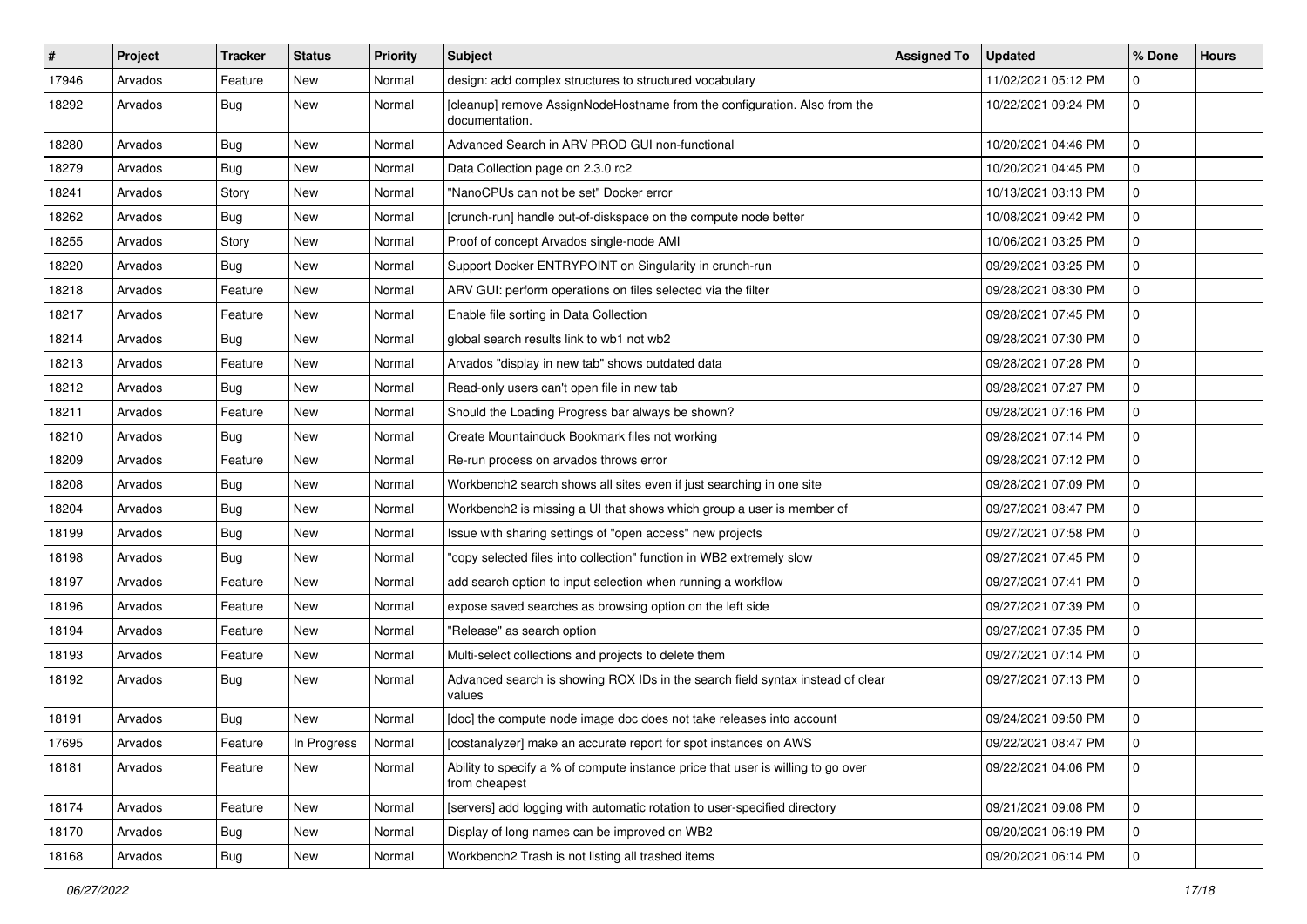| # | Project | Tracker | Status | Priority | Subject | Assigned To | Updated | % Done | Hours |
|---|---|---|---|---|---|---|---|---|---|
| 17946 | Arvados | Feature | New | Normal | design: add complex structures to structured vocabulary | | 11/02/2021 05:12 PM | 0 | |
| 18292 | Arvados | Bug | New | Normal | [cleanup] remove AssignNodeHostname from the configuration. Also from the documentation. | | 10/22/2021 09:24 PM | 0 | |
| 18280 | Arvados | Bug | New | Normal | Advanced Search in ARV PROD GUI non-functional | | 10/20/2021 04:46 PM | 0 | |
| 18279 | Arvados | Bug | New | Normal | Data Collection page on 2.3.0 rc2 | | 10/20/2021 04:45 PM | 0 | |
| 18241 | Arvados | Story | New | Normal | "NanoCPUs can not be set" Docker error | | 10/13/2021 03:13 PM | 0 | |
| 18262 | Arvados | Bug | New | Normal | [crunch-run] handle out-of-diskspace on the compute node better | | 10/08/2021 09:42 PM | 0 | |
| 18255 | Arvados | Story | New | Normal | Proof of concept Arvados single-node AMI | | 10/06/2021 03:25 PM | 0 | |
| 18220 | Arvados | Bug | New | Normal | Support Docker ENTRYPOINT on Singularity in crunch-run | | 09/29/2021 03:25 PM | 0 | |
| 18218 | Arvados | Feature | New | Normal | ARV GUI: perform operations on files selected via the filter | | 09/28/2021 08:30 PM | 0 | |
| 18217 | Arvados | Feature | New | Normal | Enable file sorting in Data Collection | | 09/28/2021 07:45 PM | 0 | |
| 18214 | Arvados | Bug | New | Normal | global search results link to wb1 not wb2 | | 09/28/2021 07:30 PM | 0 | |
| 18213 | Arvados | Feature | New | Normal | Arvados "display in new tab" shows outdated data | | 09/28/2021 07:28 PM | 0 | |
| 18212 | Arvados | Bug | New | Normal | Read-only users can't open file in new tab | | 09/28/2021 07:27 PM | 0 | |
| 18211 | Arvados | Feature | New | Normal | Should the Loading Progress bar always be shown? | | 09/28/2021 07:16 PM | 0 | |
| 18210 | Arvados | Bug | New | Normal | Create Mountainduck Bookmark files not working | | 09/28/2021 07:14 PM | 0 | |
| 18209 | Arvados | Feature | New | Normal | Re-run process on arvados throws error | | 09/28/2021 07:12 PM | 0 | |
| 18208 | Arvados | Bug | New | Normal | Workbench2 search shows all sites even if just searching in one site | | 09/28/2021 07:09 PM | 0 | |
| 18204 | Arvados | Bug | New | Normal | Workbench2 is missing a UI that shows which group a user is member of | | 09/27/2021 08:47 PM | 0 | |
| 18199 | Arvados | Bug | New | Normal | Issue with sharing settings of "open access" new projects | | 09/27/2021 07:58 PM | 0 | |
| 18198 | Arvados | Bug | New | Normal | "copy selected files into collection" function in WB2 extremely slow | | 09/27/2021 07:45 PM | 0 | |
| 18197 | Arvados | Feature | New | Normal | add search option to input selection when running a workflow | | 09/27/2021 07:41 PM | 0 | |
| 18196 | Arvados | Feature | New | Normal | expose saved searches as browsing option on the left side | | 09/27/2021 07:39 PM | 0 | |
| 18194 | Arvados | Feature | New | Normal | "Release" as search option | | 09/27/2021 07:35 PM | 0 | |
| 18193 | Arvados | Feature | New | Normal | Multi-select collections and projects to delete them | | 09/27/2021 07:14 PM | 0 | |
| 18192 | Arvados | Bug | New | Normal | Advanced search is showing ROX IDs in the search field syntax instead of clear values | | 09/27/2021 07:13 PM | 0 | |
| 18191 | Arvados | Bug | New | Normal | [doc] the compute node image doc does not take releases into account | | 09/24/2021 09:50 PM | 0 | |
| 17695 | Arvados | Feature | In Progress | Normal | [costanalyzer] make an accurate report for spot instances on AWS | | 09/22/2021 08:47 PM | 0 | |
| 18181 | Arvados | Feature | New | Normal | Ability to specify a % of compute instance price that user is willing to go over from cheapest | | 09/22/2021 04:06 PM | 0 | |
| 18174 | Arvados | Feature | New | Normal | [servers] add logging with automatic rotation to user-specified directory | | 09/21/2021 09:08 PM | 0 | |
| 18170 | Arvados | Bug | New | Normal | Display of long names can be improved on WB2 | | 09/20/2021 06:19 PM | 0 | |
| 18168 | Arvados | Bug | New | Normal | Workbench2 Trash is not listing all trashed items | | 09/20/2021 06:14 PM | 0 | |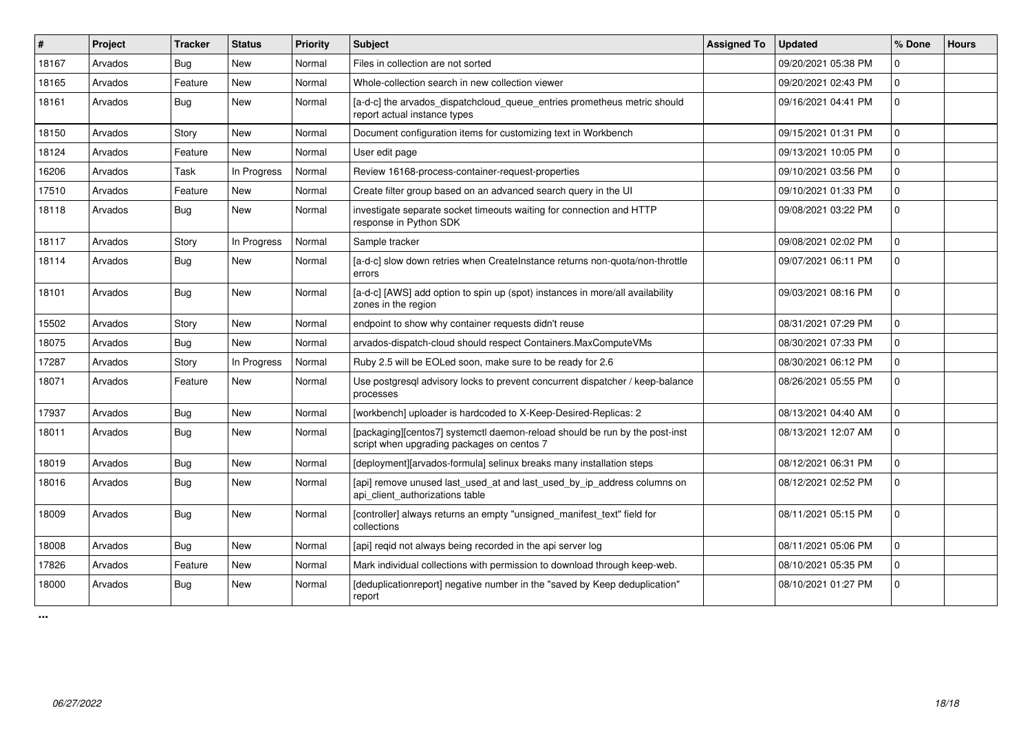| # | Project | Tracker | Status | Priority | Subject | Assigned To | Updated | % Done | Hours |
|---|---|---|---|---|---|---|---|---|---|
| 18167 | Arvados | Bug | New | Normal | Files in collection are not sorted | | 09/20/2021 05:38 PM | 0 | |
| 18165 | Arvados | Feature | New | Normal | Whole-collection search in new collection viewer | | 09/20/2021 02:43 PM | 0 | |
| 18161 | Arvados | Bug | New | Normal | [a-d-c] the arvados_dispatchcloud_queue_entries prometheus metric should report actual instance types | | 09/16/2021 04:41 PM | 0 | |
| 18150 | Arvados | Story | New | Normal | Document configuration items for customizing text in Workbench | | 09/15/2021 01:31 PM | 0 | |
| 18124 | Arvados | Feature | New | Normal | User edit page | | 09/13/2021 10:05 PM | 0 | |
| 16206 | Arvados | Task | In Progress | Normal | Review 16168-process-container-request-properties | | 09/10/2021 03:56 PM | 0 | |
| 17510 | Arvados | Feature | New | Normal | Create filter group based on an advanced search query in the UI | | 09/10/2021 01:33 PM | 0 | |
| 18118 | Arvados | Bug | New | Normal | investigate separate socket timeouts waiting for connection and HTTP response in Python SDK | | 09/08/2021 03:22 PM | 0 | |
| 18117 | Arvados | Story | In Progress | Normal | Sample tracker | | 09/08/2021 02:02 PM | 0 | |
| 18114 | Arvados | Bug | New | Normal | [a-d-c] slow down retries when CreateInstance returns non-quota/non-throttle errors | | 09/07/2021 06:11 PM | 0 | |
| 18101 | Arvados | Bug | New | Normal | [a-d-c] [AWS] add option to spin up (spot) instances in more/all availability zones in the region | | 09/03/2021 08:16 PM | 0 | |
| 15502 | Arvados | Story | New | Normal | endpoint to show why container requests didn't reuse | | 08/31/2021 07:29 PM | 0 | |
| 18075 | Arvados | Bug | New | Normal | arvados-dispatch-cloud should respect Containers.MaxComputeVMs | | 08/30/2021 07:33 PM | 0 | |
| 17287 | Arvados | Story | In Progress | Normal | Ruby 2.5 will be EOLed soon, make sure to be ready for 2.6 | | 08/30/2021 06:12 PM | 0 | |
| 18071 | Arvados | Feature | New | Normal | Use postgresql advisory locks to prevent concurrent dispatcher / keep-balance processes | | 08/26/2021 05:55 PM | 0 | |
| 17937 | Arvados | Bug | New | Normal | [workbench] uploader is hardcoded to X-Keep-Desired-Replicas: 2 | | 08/13/2021 04:40 AM | 0 | |
| 18011 | Arvados | Bug | New | Normal | [packaging][centos7] systemctl daemon-reload should be run by the post-inst script when upgrading packages on centos 7 | | 08/13/2021 12:07 AM | 0 | |
| 18019 | Arvados | Bug | New | Normal | [deployment][arvados-formula] selinux breaks many installation steps | | 08/12/2021 06:31 PM | 0 | |
| 18016 | Arvados | Bug | New | Normal | [api] remove unused last_used_at and last_used_by_ip_address columns on api_client_authorizations table | | 08/12/2021 02:52 PM | 0 | |
| 18009 | Arvados | Bug | New | Normal | [controller] always returns an empty "unsigned_manifest_text" field for collections | | 08/11/2021 05:15 PM | 0 | |
| 18008 | Arvados | Bug | New | Normal | [api] reqid not always being recorded in the api server log | | 08/11/2021 05:06 PM | 0 | |
| 17826 | Arvados | Feature | New | Normal | Mark individual collections with permission to download through keep-web. | | 08/10/2021 05:35 PM | 0 | |
| 18000 | Arvados | Bug | New | Normal | [deduplicationreport] negative number in the "saved by Keep deduplication" report | | 08/10/2021 01:27 PM | 0 | |

...